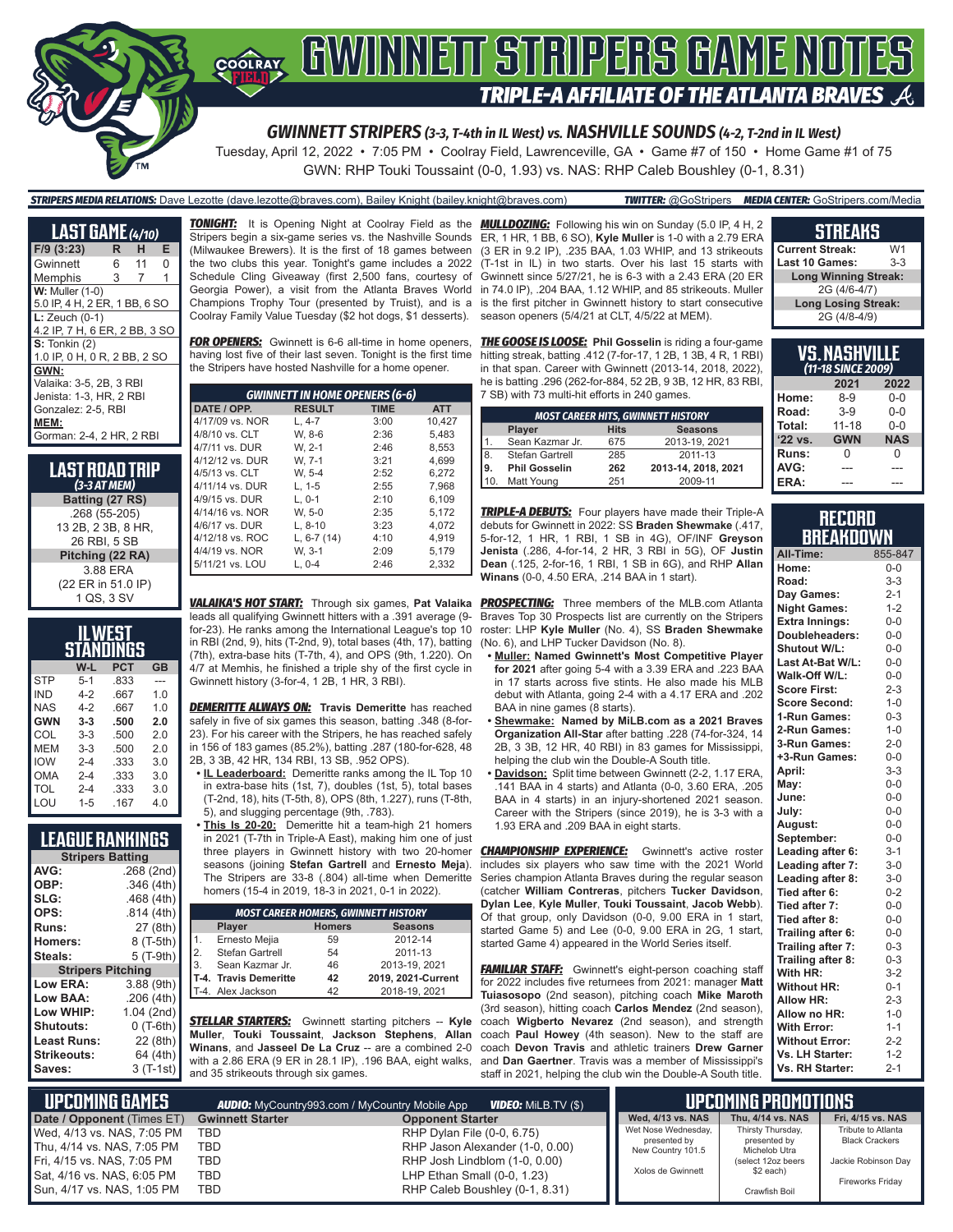# GWINNETT STRIPERS GAME NOTES

## TRIPLE-A AFFILIATE OF THE ATLANTA BRAVES

### GWINNETT STRIPERS (3-3, T-4th in IL West) vs. NASHVILLE SOUNDS (4-2, T-2nd in IL West)

Tuesday, April 12, 2022 • 7:05 PM • Coolray Field, Lawrenceville, GA • Game #7 of 150 • Home Game #1 of 75

GWN: RHP Touki Toussaint (0-0, 1.93) vs. NAS: RHP Caleb Boushley (0-1, 8.31)

**STRIPERS MEDIA RELATIONS:** Dave Lezotte (dave.lezotte@braves.com), Bailey Knight (bailey.knight@braves.com) **TWITTER:** @GoStripers **MEDIA CENTER:** GoStripers.com/Media

## LAST GAME (4/10)

| F/9 (3:23) | R | H | E |
|---|---|---|---|
| Gwinnett | 6 | 11 | 0 |
| Memphis | 3 | 7 | 1 |

**W:** Muller (1-0)
5.0 IP, 4 H, 2 ER, 1 BB, 6 SO

**L:** Zeuch (0-1)
4.2 IP, 7 H, 6 ER, 2 BB, 3 SO

**S:** Tonkin (2)
1.0 IP, 0 H, 0 R, 2 BB, 2 SO

**GWN:**
Valaika: 3-5, 2B, 3 RBI
Jenista: 1-3, HR, 2 RBI
Gonzalez: 2-5, RBI

**MEM:**
Gorman: 2-4, 2 HR, 2 RBI

## LAST ROAD TRIP
*(3-3 AT MEM)*

**Batting (27 RS)**
.268 (55-205)
13 2B, 2 3B, 8 HR,
26 RBI, 5 SB

**Pitching (22 RA)**
3.88 ERA
(22 ER in 51.0 IP)
1 QS, 3 SV

## IL WEST STANDINGS

| | W-L | PCT | GB |
|---|---|---|---|
| STP | 5-1 | .833 | --- |
| IND | 4-2 | .667 | 1.0 |
| NAS | 4-2 | .667 | 1.0 |
| **GWN** | **3-3** | **.500** | **2.0** |
| COL | 3-3 | .500 | 2.0 |
| MEM | 3-3 | .500 | 2.0 |
| IOW | 2-4 | .333 | 3.0 |
| OMA | 2-4 | .333 | 3.0 |
| TOL | 2-4 | .333 | 3.0 |
| LOU | 1-5 | .167 | 4.0 |

## LEAGUE RANKINGS

| Stripers Batting | |
|---|---|
| AVG: | .268 (2nd) |
| OBP: | .346 (4th) |
| SLG: | .468 (4th) |
| OPS: | .814 (4th) |
| Runs: | 27 (8th) |
| Homers: | 8 (T-5th) |
| Steals: | 5 (T-9th) |
| **Stripers Pitching** | |
| Low ERA: | 3.88 (9th) |
| Low BAA: | .206 (4th) |
| Low WHIP: | 1.04 (2nd) |
| Shutouts: | 0 (T-6th) |
| Least Runs: | 22 (8th) |
| Strikeouts: | 64 (4th) |
| Saves: | 3 (T-1st) |

**TONIGHT:** It is Opening Night at Coolray Field as the Stripers begin a six-game series vs. the Nashville Sounds (Milwaukee Brewers). It is the first of 18 games between the two clubs this year. Tonight's game includes a 2022 Schedule Cling Giveaway (first 2,500 fans, courtesy of Georgia Power), a visit from the Atlanta Braves World Champions Trophy Tour (presented by Truist), and is a Coolray Family Value Tuesday ($2 hot dogs, $1 desserts).

**FOR OPENERS:** Gwinnett is 6-6 all-time in home openers, having lost five of their last seven. Tonight is the first time the Stripers have hosted Nashville for a home opener.

| GWINNETT IN HOME OPENERS (6-6) | | | |
|---|---|---|---|
| **DATE / OPP.** | **RESULT** | **TIME** | **ATT** |
| 4/17/09 vs. NOR | L, 4-7 | 3:00 | 10,427 |
| 4/8/10 vs. CLT | W, 8-6 | 2:36 | 5,483 |
| 4/7/11 vs. DUR | W, 2-1 | 2:46 | 8,553 |
| 4/12/12 vs. DUR | W, 7-1 | 3:21 | 4,699 |
| 4/5/13 vs. CLT | W, 5-4 | 2:52 | 6,272 |
| 4/11/14 vs. DUR | L, 1-5 | 2:55 | 7,968 |
| 4/9/15 vs. DUR | L, 0-1 | 2:10 | 6,109 |
| 4/14/16 vs. NOR | W, 5-0 | 2:35 | 5,172 |
| 4/6/17 vs. DUR | L, 8-10 | 3:23 | 4,072 |
| 4/12/18 vs. ROC | L, 6-7 (14) | 4:10 | 4,919 |
| 4/4/19 vs. NOR | W, 3-1 | 2:09 | 5,179 |
| 5/11/21 vs. LOU | L, 0-4 | 2:46 | 2,332 |

**VALAIKA'S HOT START:** Through six games, **Pat Valaika** leads all qualifying Gwinnett hitters with a .391 average (9-for-23). He ranks among the International League's top 10 in RBI (2nd, 9), hits (T-2nd, 9), total bases (4th, 17), batting (7th), extra-base hits (T-7th, 4), and OPS (9th, 1.220). On 4/7 at Memhis, he finished a triple shy of the first cycle in Gwinnett history (3-for-4, 1 2B, 1 HR, 3 RBI).

**DEMERITTE ALWAYS ON:** **Travis Demeritte** has reached safely in five of six games this season, batting .348 (8-for-23). For his career with the Stripers, he has reached safely in 156 of 183 games (85.2%), batting .287 (180-for-628, 48 2B, 3 3B, 42 HR, 134 RBI, 13 SB, .952 OPS).

- **IL Leaderboard:** Demeritte ranks among the IL Top 10 in extra-base hits (1st, 7), doubles (1st, 5), total bases (T-2nd, 18), hits (T-5th, 8), OPS (6th, 1.227), runs (T-8th, 5), and slugging percentage (9th, .783).
- **This Is 20-20:** Demeritte hit a team-high 21 homers in 2021 (T-7th in Triple-A East), making him one of just three players in Gwinnett history with two 20-homer seasons (joining **Stefan Gartrell** and **Ernesto Mejia**). The Stripers are 33-8 (.804) all-time when Demeritte homers (15-4 in 2019, 18-3 in 2021, 0-1 in 2022).

| MOST CAREER HOMERS, GWINNETT HISTORY | | | |
|---|---|---|---|
| | **Player** | **Homers** | **Seasons** |
| 1. | Ernesto Mejia | 59 | 2012-14 |
| 2. | Stefan Gartrell | 54 | 2011-13 |
| 3. | Sean Kazmar Jr. | 46 | 2013-19, 2021 |
| **T-4.** | **Travis Demeritte** | **42** | **2019, 2021-Current** |
| T-4. | Alex Jackson | 42 | 2018-19, 2021 |

**STELLAR STARTERS:** Gwinnett starting pitchers -- **Kyle Muller**, **Touki Toussaint**, **Jackson Stephens**, **Allan Winans**, and **Jasseel De La Cruz** -- are a combined 2-0 with a 2.86 ERA (9 ER in 28.1 IP), .196 BAA, eight walks, and 35 strikeouts through six games.

**MULLDOZING:** Following his win on Sunday (5.0 IP, 4 H, 2 ER, 1 HR, 1 BB, 6 SO), **Kyle Muller** is 1-0 with a 2.79 ERA (3 ER in 9.2 IP), .235 BAA, 1.03 WHIP, and 13 strikeouts (T-1st in IL) in two starts. Over his last 15 starts with Gwinnett since 5/27/21, he is 6-3 with a 2.43 ERA (20 ER in 74.0 IP), .204 BAA, 1.12 WHIP, and 85 strikeouts. Muller is the first pitcher in Gwinnett history to start consecutive season openers (5/4/21 at CLT, 4/5/22 at MEM).

**THE GOOSE IS LOOSE:** **Phil Gosselin** is riding a four-game hitting streak, batting .412 (7-for-17, 1 2B, 1 3B, 4 R, 1 RBI) in that span. Career with Gwinnett (2013-14, 2018, 2022), he is batting .296 (262-for-884, 52 2B, 9 3B, 12 HR, 83 RBI, 7 SB) with 73 multi-hit efforts in 240 games.

| MOST CAREER HITS, GWINNETT HISTORY | | | |
|---|---|---|---|
| | **Player** | **Hits** | **Seasons** |
| 1. | Sean Kazmar Jr. | 675 | 2013-19, 2021 |
| 8. | Stefan Gartrell | 285 | 2011-13 |
| **9.** | **Phil Gosselin** | **262** | **2013-14, 2018, 2021** |
| 10. | Matt Young | 251 | 2009-11 |

**TRIPLE-A DEBUTS:** Four players have made their Triple-A debuts for Gwinnett in 2022: SS **Braden Shewmake** (.417, 5-for-12, 1 HR, 1 RBI, 1 SB in 4G), OF/INF **Greyson Jenista** (.286, 4-for-14, 2 HR, 3 RBI in 5G), OF **Justin Dean** (.125, 2-for-16, 1 RBI, 1 SB in 6G), and RHP **Allan Winans** (0-0, 4.50 ERA, .214 BAA in 1 start).

**PROSPECTING:** Three members of the MLB.com Atlanta Braves Top 30 Prospects list are currently on the Stripers roster: LHP **Kyle Muller** (No. 4), SS **Braden Shewmake** (No. 6), and LHP Tucker Davidson (No. 8).

- **Muller:** **Named Gwinnett's Most Competitive Player for 2021** after going 5-4 with a 3.39 ERA and .223 BAA in 17 starts across five stints. He also made his MLB debut with Atlanta, going 2-4 with a 4.17 ERA and .202 BAA in nine games (8 starts).
- **Shewmake:** **Named by MiLB.com as a 2021 Braves Organization All-Star** after batting .228 (74-for-324, 14 2B, 3 3B, 12 HR, 40 RBI) in 83 games for Mississippi, helping the club win the Double-A South title.
- **Davidson:** Split time between Gwinnett (2-2, 1.17 ERA, .141 BAA in 4 starts) and Atlanta (0-0, 3.60 ERA, .205 BAA in 4 starts) in an injury-shortened 2021 season. Career with the Stripers (since 2019), he is 3-3 with a 1.93 ERA and .209 BAA in eight starts.

**CHAMPIONSHIP EXPERIENCE:** Gwinnett's active roster includes six players who saw time with the 2021 World Series champion Atlanta Braves during the regular season (catcher **William Contreras**, pitchers **Tucker Davidson**, **Dylan Lee**, **Kyle Muller**, **Touki Toussaint**, **Jacob Webb**). Of that group, only Davidson (0-0, 9.00 ERA in 1 start, started Game 5) and Lee (0-0, 9.00 ERA in 2G, 1 start, started Game 4) appeared in the World Series itself.

**FAMILIAR STAFF:** Gwinnett's eight-person coaching staff for 2022 includes five returnees from 2021: manager **Matt Tuiasosopo** (2nd season), pitching coach **Mike Maroth** (3rd season), hitting coach **Carlos Mendez** (2nd season), coach **Wigberto Nevarez** (2nd season), and strength coach **Paul Howey** (4th season). New to the staff are coach **Devon Travis** and athletic trainers **Drew Garner** and **Dan Gaertner**. Travis was a member of Mississippi's staff in 2021, helping the club win the Double-A South title.

## STREAKS

| | |
|---|---|
| Current Streak: | W1 |
| Last 10 Games: | 3-3 |
| **Long Winning Streak:** | |
| 2G (4/6-4/7) | |
| **Long Losing Streak:** | |
| 2G (4/8-4/9) | |

## VS. NASHVILLE
*(11-18 SINCE 2009)*

| | 2021 | 2022 |
|---|---|---|
| Home: | 8-9 | 0-0 |
| Road: | 3-9 | 0-0 |
| Total: | 11-18 | 0-0 |
| **'22 vs.** | **GWN** | **NAS** |
| Runs: | 0 | 0 |
| AVG: | --- | --- |
| ERA: | --- | --- |

## RECORD BREAKDOWN

| | |
|---|---|
| All-Time: | 855-847 |
| Home: | 0-0 |
| Road: | 3-3 |
| Day Games: | 2-1 |
| Night Games: | 1-2 |
| Extra Innings: | 0-0 |
| Doubleheaders: | 0-0 |
| Shutout W/L: | 0-0 |
| Last At-Bat W/L: | 0-0 |
| Walk-Off W/L: | 0-0 |
| Score First: | 2-3 |
| Score Second: | 1-0 |
| 1-Run Games: | 0-3 |
| 2-Run Games: | 1-0 |
| 3-Run Games: | 2-0 |
| +3-Run Games: | 0-0 |
| April: | 3-3 |
| May: | 0-0 |
| June: | 0-0 |
| July: | 0-0 |
| August: | 0-0 |
| September: | 0-0 |
| Leading after 6: | 3-1 |
| Leading after 7: | 3-0 |
| Leading after 8: | 3-0 |
| Tied after 6: | 0-2 |
| Tied after 7: | 0-0 |
| Tied after 8: | 0-0 |
| Trailing after 6: | 0-0 |
| Trailing after 7: | 0-3 |
| Trailing after 8: | 0-3 |
| With HR: | 3-2 |
| Without HR: | 0-1 |
| Allow HR: | 2-3 |
| Allow no HR: | 1-0 |
| With Error: | 1-1 |
| Without Error: | 2-2 |
| Vs. LH Starter: | 1-2 |
| Vs. RH Starter: | 2-1 |

## UPCOMING GAMES

**AUDIO:** MyCountry993.com / MyCountry Mobile App **VIDEO:** MiLB.TV ($)

| Date / Opponent (Times ET) | Gwinnett Starter | Opponent Starter |
|---|---|---|
| Wed, 4/13 vs. NAS, 7:05 PM | TBD | RHP Dylan File (0-0, 6.75) |
| Thu, 4/14 vs. NAS, 7:05 PM | TBD | RHP Jason Alexander (1-0, 0.00) |
| Fri, 4/15 vs. NAS, 7:05 PM | TBD | RHP Josh Lindblom (1-0, 0.00) |
| Sat, 4/16 vs. NAS, 6:05 PM | TBD | LHP Ethan Small (0-0, 1.23) |
| Sun, 4/17 vs. NAS, 1:05 PM | TBD | RHP Caleb Boushley (0-1, 8.31) |

## UPCOMING PROMOTIONS

| Wed, 4/13 vs. NAS | Thu, 4/14 vs. NAS | Fri, 4/15 vs. NAS |
|---|---|---|
| Wet Nose Wednesday, presented by New Country 101.5 | Thirsty Thursday, presented by Michelob Ultra (select 12oz beers $2 each) | Tribute to Atlanta Black Crackers |
| Xolos de Gwinnett | Crawfish Boil | Jackie Robinson Day |
| | | Fireworks Friday |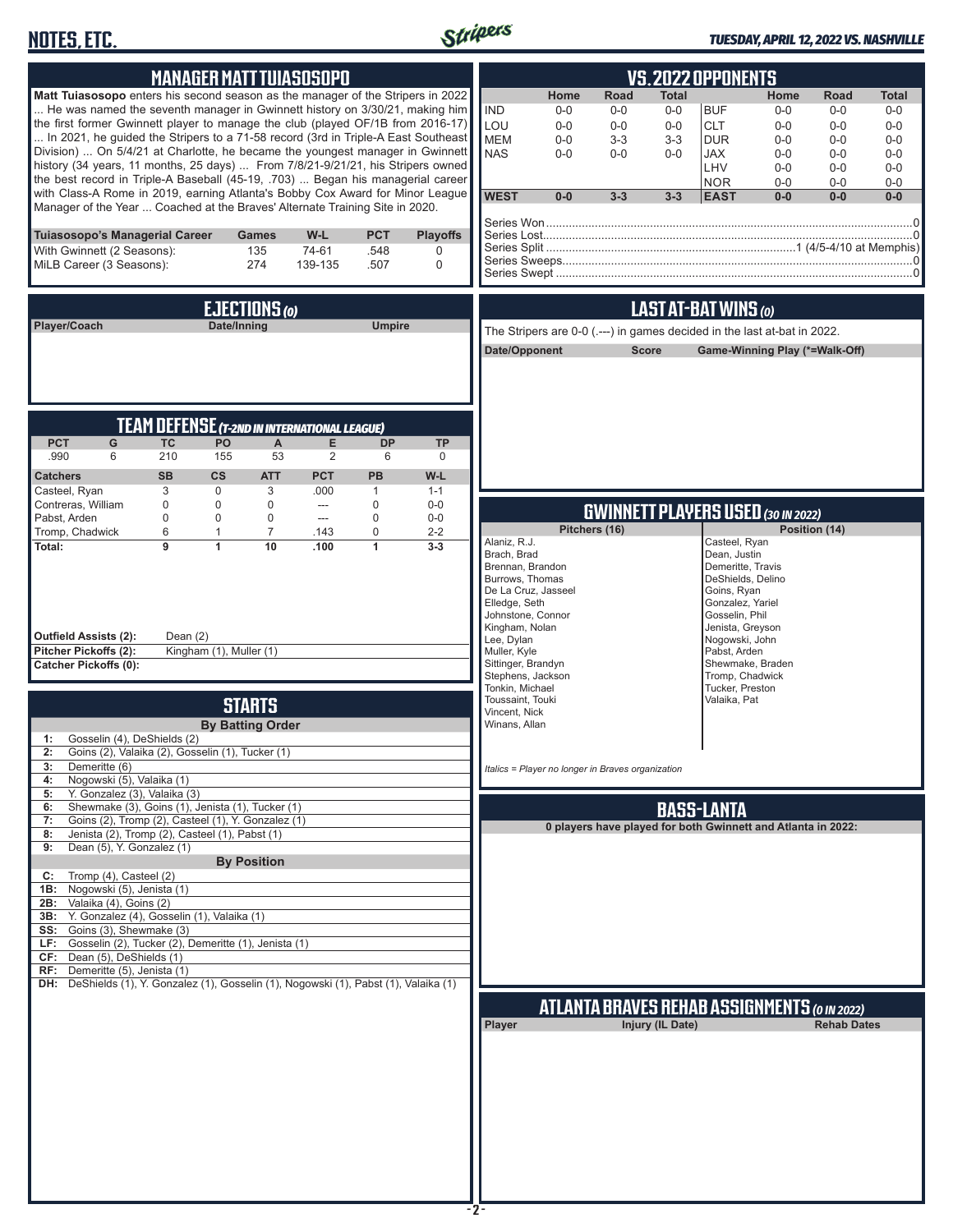# NOTES, ETC.

*TUESDAY, APRIL 12, 2022 VS. NASHVILLE*

## MANAGER MATT TUIASOSOPO

**Matt Tuiasosopo** enters his second season as the manager of the Stripers in 2022 ... He was named the seventh manager in Gwinnett history on 3/30/21, making him the first former Gwinnett player to manage the club (played OF/1B from 2016-17) ... In 2021, he guided the Stripers to a 71-58 record (3rd in Triple-A East Southeast Division) ... On 5/4/21 at Charlotte, he became the youngest manager in Gwinnett history (34 years, 11 months, 25 days) ... From 7/8/21-9/21/21, his Stripers owned the best record in Triple-A Baseball (45-19, .703) ... Began his managerial career with Class-A Rome in 2019, earning Atlanta's Bobby Cox Award for Minor League Manager of the Year ... Coached at the Braves' Alternate Training Site in 2020.

| Tuiasosopo's Managerial Career | Games | W-L | PCT | Playoffs |
|---|---|---|---|---|
| With Gwinnett (2 Seasons): | 135 | 74-61 | .548 | 0 |
| MiLB Career (3 Seasons): | 274 | 139-135 | .507 | 0 |

## EJECTIONS (0)

| Player/Coach | Date/Inning | Umpire |
|---|---|---|

## TEAM DEFENSE (T-2ND IN INTERNATIONAL LEAGUE)

| PCT | G | TC | PO | A | E | DP | TP |
|---|---|---|---|---|---|---|---|
| .990 | 6 | 210 | 155 | 53 | 2 | 6 | 0 |

| Catchers | SB | CS | ATT | PCT | PB | W-L |
|---|---|---|---|---|---|---|
| Casteel, Ryan | 3 | 0 | 3 | .000 | 1 | 1-1 |
| Contreras, William | 0 | 0 | 0 | --- | 0 | 0-0 |
| Pabst, Arden | 0 | 0 | 0 | --- | 0 | 0-0 |
| Tromp, Chadwick | 6 | 1 | 7 | .143 | 0 | 2-2 |
| **Total:** | **9** | **1** | **10** | **.100** | **1** | **3-3** |

**Outfield Assists (2):** Dean (2)
**Pitcher Pickoffs (2):** Kingham (1), Muller (1)
**Catcher Pickoffs (0):**

## STARTS

**By Batting Order**

| | |
|---|---|
| 1: | Gosselin (4), DeShields (2) |
| 2: | Goins (2), Valaika (2), Gosselin (1), Tucker (1) |
| 3: | Demeritte (6) |
| 4: | Nogowski (5), Valaika (1) |
| 5: | Y. Gonzalez (3), Valaika (3) |
| 6: | Shewmake (3), Goins (1), Jenista (1), Tucker (1) |
| 7: | Goins (2), Tromp (2), Casteel (1), Y. Gonzalez (1) |
| 8: | Jenista (2), Tromp (2), Casteel (1), Pabst (1) |
| 9: | Dean (5), Y. Gonzalez (1) |

**By Position**

| | |
|---|---|
| C: | Tromp (4), Casteel (2) |
| 1B: | Nogowski (5), Jenista (1) |
| 2B: | Valaika (4), Goins (2) |
| 3B: | Y. Gonzalez (4), Gosselin (1), Valaika (1) |
| SS: | Goins (3), Shewmake (3) |
| LF: | Gosselin (2), Tucker (2), Demeritte (1), Jenista (1) |
| CF: | Dean (5), DeShields (1) |
| RF: | Demeritte (5), Jenista (1) |
| DH: | DeShields (1), Y. Gonzalez (1), Gosselin (1), Nogowski (1), Pabst (1), Valaika (1) |

## VS. 2022 OPPONENTS

| | Home | Road | Total | | Home | Road | Total |
|---|---|---|---|---|---|---|---|
| IND | 0-0 | 0-0 | 0-0 | BUF | 0-0 | 0-0 | 0-0 |
| LOU | 0-0 | 0-0 | 0-0 | CLT | 0-0 | 0-0 | 0-0 |
| MEM | 0-0 | 3-3 | 3-3 | DUR | 0-0 | 0-0 | 0-0 |
| NAS | 0-0 | 0-0 | 0-0 | JAX | 0-0 | 0-0 | 0-0 |
| | | | | LHV | 0-0 | 0-0 | 0-0 |
| | | | | NOR | 0-0 | 0-0 | 0-0 |
| **WEST** | **0-0** | **3-3** | **3-3** | **EAST** | **0-0** | **0-0** | **0-0** |

Series Won....0
Series Lost....0
Series Split....1 (4/5-4/10 at Memphis)
Series Sweeps....0
Series Swept....0

## LAST AT-BAT WINS (0)

The Stripers are 0-0 (.---) in games decided in the last at-bat in 2022.

| Date/Opponent | Score | Game-Winning Play (*=Walk-Off) |
|---|---|---|

## GWINNETT PLAYERS USED (30 IN 2022)

| Pitchers (16) | Position (14) |
|---|---|
| Alaniz, R.J. | Casteel, Ryan |
| Brach, Brad | Dean, Justin |
| Brennan, Brandon | Demeritte, Travis |
| Burrows, Thomas | DeShields, Delino |
| De La Cruz, Jasseel | Goins, Ryan |
| Elledge, Seth | Gonzalez, Yariel |
| Johnstone, Connor | Gosselin, Phil |
| Kingham, Nolan | Jenista, Greyson |
| Lee, Dylan | Nogowski, John |
| Muller, Kyle | Pabst, Arden |
| Sittinger, Brandyn | Shewmake, Braden |
| Stephens, Jackson | Tromp, Chadwick |
| Tonkin, Michael | Tucker, Preston |
| Toussaint, Touki | Valaika, Pat |
| Vincent, Nick | |
| Winans, Allan | |

*Italics = Player no longer in Braves organization*

## BASS-LANTA

**0 players have played for both Gwinnett and Atlanta in 2022:**

## ATLANTA BRAVES REHAB ASSIGNMENTS (0 IN 2022)

| Player | Injury (IL Date) | Rehab Dates |
|---|---|---|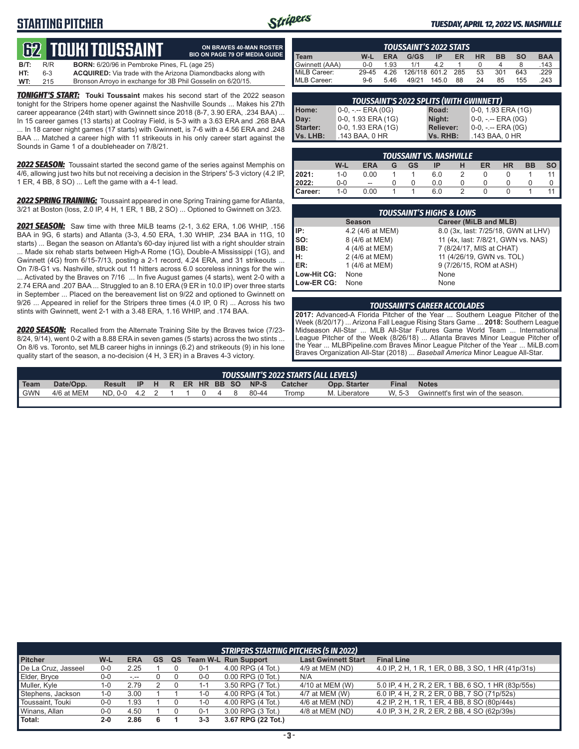# STARTING PITCHER

*TUESDAY, APRIL 12, 2022 VS. NASHVILLE*

## 62 TOUKI TOUSSAINT

**ON BRAVES 40-MAN ROSTER**
**BIO ON PAGE 79 OF MEDIA GUIDE**

**B/T:** R/R **BORN:** 6/20/96 in Pembroke Pines, FL (age 25)
**HT:** 6-3 **ACQUIRED:** Via trade with the Arizona Diamondbacks along with
**WT:** 215 Bronson Arroyo in exchange for 3B Phil Gosselin on 6/20/15.

***TONIGHT'S START:*** **Touki Toussaint** makes his second start of the 2022 season tonight for the Stripers home opener against the Nashville Sounds ... Makes his 27th career appearance (24th start) with Gwinnett since 2018 (8-7, 3.90 ERA, .234 BAA) ... In 15 career games (13 starts) at Coolray Field, is 5-3 with a 3.63 ERA and .268 BAA ... In 18 career night games (17 starts) with Gwinnett, is 7-6 with a 4.56 ERA and .248 BAA ... Matched a career high with 11 strikeouts in his only career start against the Sounds in Game 1 of a doubleheader on 7/8/21.

***2022 SEASON:*** Toussaint started the second game of the series against Memphis on 4/6, allowing just two hits but not receiving a decision in the Stripers' 5-3 victory (4.2 IP, 1 ER, 4 BB, 8 SO) ... Left the game with a 4-1 lead.

***2022 SPRING TRAINING:*** Toussaint appeared in one Spring Training game for Atlanta, 3/21 at Boston (loss, 2.0 IP, 4 H, 1 ER, 1 BB, 2 SO) ... Optioned to Gwinnett on 3/23.

***2021 SEASON:*** Saw time with three MiLB teams (2-1, 3.62 ERA, 1.06 WHIP, .156 BAA in 9G, 6 starts) and Atlanta (3-3, 4.50 ERA, 1.30 WHIP, .234 BAA in 11G, 10 starts) ... Began the season on Atlanta's 60-day injured list with a right shoulder strain ... Made six rehab starts between High-A Rome (1G), Double-A Mississippi (1G), and Gwinnett (4G) from 6/15-7/13, posting a 2-1 record, 4.24 ERA, and 31 strikeouts ... On 7/8-G1 vs. Nashville, struck out 11 hitters across 6.0 scoreless innings for the win ... Activated by the Braves on 7/16 ... In five August games (4 starts), went 2-0 with a 2.74 ERA and .207 BAA ... Struggled to an 8.10 ERA (9 ER in 10.0 IP) over three starts in September ... Placed on the bereavement list on 9/22 and optioned to Gwinnett on 9/26 ... Appeared in relief for the Stripers three times (4.0 IP, 0 R) ... Across his two stints with Gwinnett, went 2-1 with a 3.48 ERA, 1.16 WHIP, and .174 BAA.

***2020 SEASON:*** Recalled from the Alternate Training Site by the Braves twice (7/23-8/24, 9/14), went 0-2 with a 8.88 ERA in seven games (5 starts) across the two stints ... On 8/6 vs. Toronto, set MLB career highs in innings (6.2) and strikeouts (9) in his lone quality start of the season, a no-decision (4 H, 3 ER) in a Braves 4-3 victory.

### TOUSSAINT'S 2022 STATS

| Team | W-L | ERA | G/GS | IP | ER | HR | BB | SO | BAA |
|---|---|---|---|---|---|---|---|---|---|
| Gwinnett (AAA) | 0-0 | 1.93 | 1/1 | 4.2 | 1 | 0 | 4 | 8 | .143 |
| MiLB Career: | 29-45 | 4.26 | 126/118 | 601.2 | 285 | 53 | 301 | 643 | .229 |
| MLB Career: | 9-6 | 5.46 | 49/21 | 145.0 | 88 | 24 | 85 | 155 | .243 |

### TOUSSAINT'S 2022 SPLITS (WITH GWINNETT)

| | | | |
|---|---|---|---|
| Home: | 0-0, -.-- ERA (0G) | Road: | 0-0, 1.93 ERA (1G) |
| Day: | 0-0, 1.93 ERA (1G) | Night: | 0-0, -.-- ERA (0G) |
| Starter: | 0-0, 1.93 ERA (1G) | Reliever: | 0-0, -.-- ERA (0G) |
| Vs. LHB: | .143 BAA, 0 HR | Vs. RHB: | .143 BAA, 0 HR |

### TOUSSAINT VS. NASHVILLE

| | W-L | ERA | G | GS | IP | H | ER | HR | BB | SO |
|---|---|---|---|---|---|---|---|---|---|---|
| 2021: | 1-0 | 0.00 | 1 | 1 | 6.0 | 2 | 0 | 0 | 1 | 11 |
| 2022: | 0-0 | -- | 0 | 0 | 0.0 | 0 | 0 | 0 | 0 | 0 |
| Career: | 1-0 | 0.00 | 1 | 1 | 6.0 | 2 | 0 | 0 | 1 | 11 |

### TOUSSAINT'S HIGHS & LOWS

| | Season | Career (MiLB and MLB) |
|---|---|---|
| IP: | 4.2 (4/6 at MEM) | 8.0 (3x, last: 7/25/18, GWN at LHV) |
| SO: | 8 (4/6 at MEM) | 11 (4x, last: 7/8/21, GWN vs. NAS) |
| BB: | 4 (4/6 at MEM) | 7 (8/24/17, MIS at CHAT) |
| H: | 2 (4/6 at MEM) | 11 (4/26/19, GWN vs. TOL) |
| ER: | 1 (4/6 at MEM) | 9 (7/26/15, ROM at ASH) |
| Low-Hit CG: | None | None |
| Low-ER CG: | None | None |

### TOUSSAINT'S CAREER ACCOLADES

**2017:** Advanced-A Florida Pitcher of the Week (8/20/17) ... Arizona Fall League Rising Stars Game ... **2018:** Southern League Midseason All-Star ... MLB All-Star Futures Game World Team ... International League Pitcher of the Week (8/26/18) ... Atlanta Braves Minor League Pitcher of the Year ... MLBPipeline.com Braves Minor League Pitcher of the Year ... MiLB.com Braves Organization All-Star (2018) ... *Baseball America* Minor League All-Star.

### TOUSSAINT'S 2022 STARTS (ALL LEVELS)

| Team | Date/Opp. | Result | IP | H | R | ER | HR | BB | SO | NP-S | Catcher | Opp. Starter | Final | Notes |
|---|---|---|---|---|---|---|---|---|---|---|---|---|---|---|
| GWN | 4/6 at MEM | ND, 0-0 | 4.2 | 2 | 1 | 1 | 0 | 4 | 8 | 80-44 | Tromp | M. Liberatore | W, 5-3 | Gwinnett's first win of the season. |

### STRIPERS STARTING PITCHERS (5 IN 2022)

| Pitcher | W-L | ERA | GS | QS | Team W-L | Run Support | Last Gwinnett Start | Final Line |
|---|---|---|---|---|---|---|---|---|
| De La Cruz, Jasseel | 0-0 | 2.25 | 1 | 0 | 0-1 | 4.00 RPG (4 Tot.) | 4/9 at MEM (ND) | 4.0 IP, 2 H, 1 R, 1 ER, 0 BB, 3 SO, 1 HR (41p/31s) |
| Elder, Bryce | 0-0 | -.-- | 0 | 0 | 0-0 | 0.00 RPG (0 Tot.) | N/A | |
| Muller, Kyle | 1-0 | 2.79 | 2 | 0 | 1-1 | 3.50 RPG (7 Tot.) | 4/10 at MEM (W) | 5.0 IP, 4 H, 2 R, 2 ER, 1 BB, 6 SO, 1 HR (83p/55s) |
| Stephens, Jackson | 1-0 | 3.00 | 1 | 1 | 1-0 | 4.00 RPG (4 Tot.) | 4/7 at MEM (W) | 6.0 IP, 4 H, 2 R, 2 ER, 0 BB, 7 SO (71p/52s) |
| Toussaint, Touki | 0-0 | 1.93 | 1 | 0 | 1-0 | 4.00 RPG (4 Tot.) | 4/6 at MEM (ND) | 4.2 IP, 2 H, 1 R, 1 ER, 4 BB, 8 SO (80p/44s) |
| Winans, Allan | 0-0 | 4.50 | 1 | 0 | 0-1 | 3.00 RPG (3 Tot.) | 4/8 at MEM (ND) | 4.0 IP, 3 H, 2 R, 2 ER, 2 BB, 4 SO (62p/39s) |
| **Total:** | **2-0** | **2.86** | **6** | **1** | **3-3** | **3.67 RPG (22 Tot.)** | | |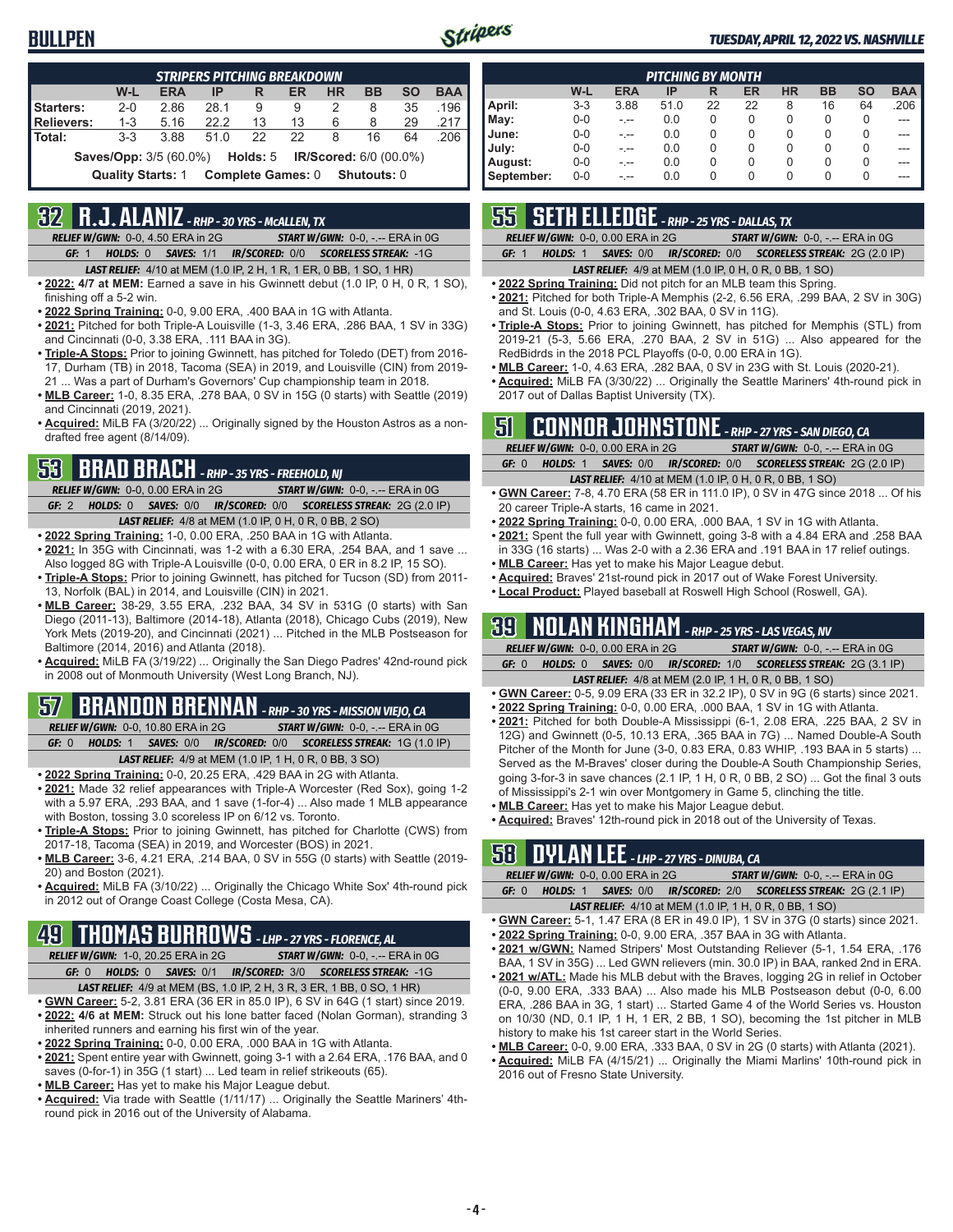# BULLPEN

TUESDAY, APRIL 12, 2022 VS. NASHVILLE

| STRIPERS PITCHING BREAKDOWN | W-L | ERA | IP | R | ER | HR | BB | SO | BAA |
|---|---|---|---|---|---|---|---|---|---|
| Starters: | 2-0 | 2.86 | 28.1 | 9 | 9 | 2 | 8 | 35 | .196 |
| Relievers: | 1-3 | 5.16 | 22.2 | 13 | 13 | 6 | 8 | 29 | .217 |
| Total: | 3-3 | 3.88 | 51.0 | 22 | 22 | 8 | 16 | 64 | .206 |

Saves/Opp: 3/5 (60.0%) Holds: 5 IR/Scored: 6/0 (00.0%)

Quality Starts: 1 Complete Games: 0 Shutouts: 0

| PITCHING BY MONTH | W-L | ERA | IP | R | ER | HR | BB | SO | BAA |
|---|---|---|---|---|---|---|---|---|---|
| April: | 3-3 | 3.88 | 51.0 | 22 | 22 | 8 | 16 | 64 | .206 |
| May: | 0-0 | -.-- | 0.0 | 0 | 0 | 0 | 0 | 0 | --- |
| June: | 0-0 | -.-- | 0.0 | 0 | 0 | 0 | 0 | 0 | --- |
| July: | 0-0 | -.-- | 0.0 | 0 | 0 | 0 | 0 | 0 | --- |
| August: | 0-0 | -.-- | 0.0 | 0 | 0 | 0 | 0 | 0 | --- |
| September: | 0-0 | -.-- | 0.0 | 0 | 0 | 0 | 0 | 0 | --- |

## 32 R.J. ALANIZ - RHP - 30 YRS - McALLEN, TX

*RELIEF W/GWN:* 0-0, 4.50 ERA in 2G *START W/GWN:* 0-0, -.-- ERA in 0G

*GF:* 1 *HOLDS:* 0 *SAVES:* 1/1 *IR/SCORED:* 0/0 *SCORELESS STREAK:* -1G

*LAST RELIEF:* 4/10 at MEM (1.0 IP, 2 H, 1 R, 1 ER, 0 BB, 1 SO, 1 HR)

- **2022: 4/7 at MEM:** Earned a save in his Gwinnett debut (1.0 IP, 0 H, 0 R, 1 SO), finishing off a 5-2 win.
- **2022 Spring Training:** 0-0, 9.00 ERA, .400 BAA in 1G with Atlanta.
- **2021:** Pitched for both Triple-A Louisville (1-3, 3.46 ERA, .286 BAA, 1 SV in 33G) and Cincinnati (0-0, 3.38 ERA, .111 BAA in 3G).
- **Triple-A Stops:** Prior to joining Gwinnett, has pitched for Toledo (DET) from 2016-17, Durham (TB) in 2018, Tacoma (SEA) in 2019, and Louisville (CIN) from 2019-21 ... Was a part of Durham's Governors' Cup championship team in 2018.
- **MLB Career:** 1-0, 8.35 ERA, .278 BAA, 0 SV in 15G (0 starts) with Seattle (2019) and Cincinnati (2019, 2021).
- **Acquired:** MiLB FA (3/20/22) ... Originally signed by the Houston Astros as a non-drafted free agent (8/14/09).

## 53 BRAD BRACH - RHP - 35 YRS - FREEHOLD, NJ

*RELIEF W/GWN:* 0-0, 0.00 ERA in 2G *START W/GWN:* 0-0, -.-- ERA in 0G

*GF:* 2 *HOLDS:* 0 *SAVES:* 0/0 *IR/SCORED:* 0/0 *SCORELESS STREAK:* 2G (2.0 IP)

*LAST RELIEF:* 4/8 at MEM (1.0 IP, 0 H, 0 R, 0 BB, 2 SO)

- **2022 Spring Training:** 1-0, 0.00 ERA, .250 BAA in 1G with Atlanta.
- **2021:** In 35G with Cincinnati, was 1-2 with a 6.30 ERA, .254 BAA, and 1 save ... Also logged 8G with Triple-A Louisville (0-0, 0.00 ERA, 0 ER in 8.2 IP, 15 SO).
- **Triple-A Stops:** Prior to joining Gwinnett, has pitched for Tucson (SD) from 2011-13, Norfolk (BAL) in 2014, and Louisville (CIN) in 2021.
- **MLB Career:** 38-29, 3.55 ERA, .232 BAA, 34 SV in 531G (0 starts) with San Diego (2011-13), Baltimore (2014-18), Atlanta (2018), Chicago Cubs (2019), New York Mets (2019-20), and Cincinnati (2021) ... Pitched in the MLB Postseason for Baltimore (2014, 2016) and Atlanta (2018).
- **Acquired:** MiLB FA (3/19/22) ... Originally the San Diego Padres' 42nd-round pick in 2008 out of Monmouth University (West Long Branch, NJ).

## 57 BRANDON BRENNAN - RHP - 30 YRS - MISSION VIEJO, CA

*RELIEF W/GWN:* 0-0, 10.80 ERA in 2G *START W/GWN:* 0-0, -.-- ERA in 0G

*GF:* 0 *HOLDS:* 1 *SAVES:* 0/1 *IR/SCORED:* 0/0 *SCORELESS STREAK:* 1G (1.0 IP)

*LAST RELIEF:* 4/9 at MEM (1.0 IP, 1 H, 0 R, 0 BB, 3 SO)

- **2022 Spring Training:** 0-0, 20.25 ERA, .429 BAA in 2G with Atlanta.
- **2021:** Made 32 relief appearances with Triple-A Worcester (Red Sox), going 1-2 with a 5.97 ERA, .293 BAA, and 1 save (1-for-4) ... Also made 1 MLB appearance with Boston, tossing 3.0 scoreless IP on 6/12 vs. Toronto.
- **Triple-A Stops:** Prior to joining Gwinnett, has pitched for Charlotte (CWS) from 2017-18, Tacoma (SEA) in 2019, and Worcester (BOS) in 2021.
- **MLB Career:** 3-6, 4.21 ERA, .214 BAA, 0 SV in 55G (0 starts) with Seattle (2019-20) and Boston (2021).
- **Acquired:** MiLB FA (3/10/22) ... Originally the Chicago White Sox' 4th-round pick in 2012 out of Orange Coast College (Costa Mesa, CA).

## 49 THOMAS BURROWS - LHP - 27 YRS - FLORENCE, AL

*RELIEF W/GWN:* 1-0, 20.25 ERA in 2G *START W/GWN:* 0-0, -.-- ERA in 0G

*GF:* 0 *HOLDS:* 0 *SAVES:* 0/1 *IR/SCORED:* 3/0 *SCORELESS STREAK:* -1G

*LAST RELIEF:* 4/9 at MEM (BS, 1.0 IP, 2 H, 3 R, 3 ER, 1 BB, 0 SO, 1 HR)

- **GWN Career:** 5-2, 3.81 ERA (36 ER in 85.0 IP), 6 SV in 64G (1 start) since 2019.
- **2022: 4/6 at MEM:** Struck out his lone batter faced (Nolan Gorman), stranding 3 inherited runners and earning his first win of the year.
- **2022 Spring Training:** 0-0, 0.00 ERA, .000 BAA in 1G with Atlanta.
- **2021:** Spent entire year with Gwinnett, going 3-1 with a 2.64 ERA, .176 BAA, and 0 saves (0-for-1) in 35G (1 start) ... Led team in relief strikeouts (65).
- **MLB Career:** Has yet to make his Major League debut.
- **Acquired:** Via trade with Seattle (1/11/17) ... Originally the Seattle Mariners' 4th-round pick in 2016 out of the University of Alabama.

## 55 SETH ELLEDGE - RHP - 25 YRS - DALLAS, TX

*RELIEF W/GWN:* 0-0, 0.00 ERA in 2G *START W/GWN:* 0-0, -.-- ERA in 0G

*GF:* 1 *HOLDS:* 1 *SAVES:* 0/0 *IR/SCORED:* 0/0 *SCORELESS STREAK:* 2G (2.0 IP)

*LAST RELIEF:* 4/9 at MEM (1.0 IP, 0 H, 0 R, 0 BB, 1 SO)

- **2022 Spring Training:** Did not pitch for an MLB team this Spring.
- **2021:** Pitched for both Triple-A Memphis (2-2, 6.56 ERA, .299 BAA, 2 SV in 30G) and St. Louis (0-0, 4.63 ERA, .302 BAA, 0 SV in 11G).
- **Triple-A Stops:** Prior to joining Gwinnett, has pitched for Memphis (STL) from 2019-21 (5-3, 5.66 ERA, .270 BAA, 2 SV in 51G) ... Also appeared for the RedBirds in the 2018 PCL Playoffs (0-0, 0.00 ERA in 1G).
- **MLB Career:** 1-0, 4.63 ERA, .282 BAA, 0 SV in 23G with St. Louis (2020-21).
- **Acquired:** MiLB FA (3/30/22) ... Originally the Seattle Mariners' 4th-round pick in 2017 out of Dallas Baptist University (TX).

## 51 CONNOR JOHNSTONE - RHP - 27 YRS - SAN DIEGO, CA

*RELIEF W/GWN:* 0-0, 0.00 ERA in 2G *START W/GWN:* 0-0, -.-- ERA in 0G

*GF:* 0 *HOLDS:* 1 *SAVES:* 0/0 *IR/SCORED:* 0/0 *SCORELESS STREAK:* 2G (2.0 IP)

*LAST RELIEF:* 4/10 at MEM (1.0 IP, 0 H, 0 R, 0 BB, 1 SO)

- **GWN Career:** 7-8, 4.70 ERA (58 ER in 111.0 IP), 0 SV in 47G since 2018 ... Of his 20 career Triple-A starts, 16 came in 2021.
- **2022 Spring Training:** 0-0, 0.00 ERA, .000 BAA, 1 SV in 1G with Atlanta.
- **2021:** Spent the full year with Gwinnett, going 3-8 with a 4.84 ERA and .258 BAA in 33G (16 starts) ... Was 2-0 with a 2.36 ERA and .191 BAA in 17 relief outings.
- **MLB Career:** Has yet to make his Major League debut.
- **Acquired:** Braves' 21st-round pick in 2017 out of Wake Forest University.
- **Local Product:** Played baseball at Roswell High School (Roswell, GA).

## 39 NOLAN KINGHAM - RHP - 25 YRS - LAS VEGAS, NV

*RELIEF W/GWN:* 0-0, 0.00 ERA in 2G *START W/GWN:* 0-0, -.-- ERA in 0G

*GF:* 0 *HOLDS:* 0 *SAVES:* 0/0 *IR/SCORED:* 1/0 *SCORELESS STREAK:* 2G (3.1 IP)

*LAST RELIEF:* 4/8 at MEM (2.0 IP, 1 H, 0 R, 0 BB, 1 SO)

- **GWN Career:** 0-5, 9.09 ERA (33 ER in 32.2 IP), 0 SV in 9G (6 starts) since 2021.
- **2022 Spring Training:** 0-0, 0.00 ERA, .000 BAA, 1 SV in 1G with Atlanta.
- **2021:** Pitched for both Double-A Mississippi (6-1, 2.08 ERA, .225 BAA, 2 SV in 12G) and Gwinnett (0-5, 10.13 ERA, .365 BAA in 7G) ... Named Double-A South Pitcher of the Month for June (3-0, 0.83 ERA, 0.83 WHIP, .193 BAA in 5 starts) ... Served as the M-Braves' closer during the Double-A South Championship Series, going 3-for-3 in save chances (2.1 IP, 1 H, 0 R, 0 BB, 2 SO) ... Got the final 3 outs of Mississippi's 2-1 win over Montgomery in Game 5, clinching the title.
- **MLB Career:** Has yet to make his Major League debut.
- **Acquired:** Braves' 12th-round pick in 2018 out of the University of Texas.

## 58 DYLAN LEE - LHP - 27 YRS - DINUBA, CA

*RELIEF W/GWN:* 0-0, 0.00 ERA in 2G *START W/GWN:* 0-0, -.-- ERA in 0G

*GF:* 0 *HOLDS:* 1 *SAVES:* 0/0 *IR/SCORED:* 2/0 *SCORELESS STREAK:* 2G (2.1 IP)

*LAST RELIEF:* 4/10 at MEM (1.0 IP, 1 H, 0 R, 0 BB, 1 SO)

- **GWN Career:** 5-1, 1.47 ERA (8 ER in 49.0 IP), 1 SV in 37G (0 starts) since 2021.
- **2022 Spring Training:** 0-0, 9.00 ERA, .357 BAA in 3G with Atlanta.
- **2021 w/GWN:** Named Stripers' Most Outstanding Reliever (5-1, 1.54 ERA, .176 BAA, 1 SV in 35G) ... Led GWN relievers (min. 30.0 IP) in BAA, ranked 2nd in ERA.
- **2021 w/ATL:** Made his MLB debut with the Braves, logging 2G in relief in October (0-0, 9.00 ERA, .333 BAA) ... Also made his MLB Postseason debut (0-0, 6.00 ERA, .286 BAA in 3G, 1 start) ... Started Game 4 of the World Series vs. Houston on 10/30 (ND, 0.1 IP, 1 H, 1 ER, 2 BB, 1 SO), becoming the 1st pitcher in MLB history to make his 1st career start in the World Series.
- **MLB Career:** 0-0, 9.00 ERA, .333 BAA, 0 SV in 2G (0 starts) with Atlanta (2021).
- **Acquired:** MiLB FA (4/15/21) ... Originally the Miami Marlins' 10th-round pick in 2016 out of Fresno State University.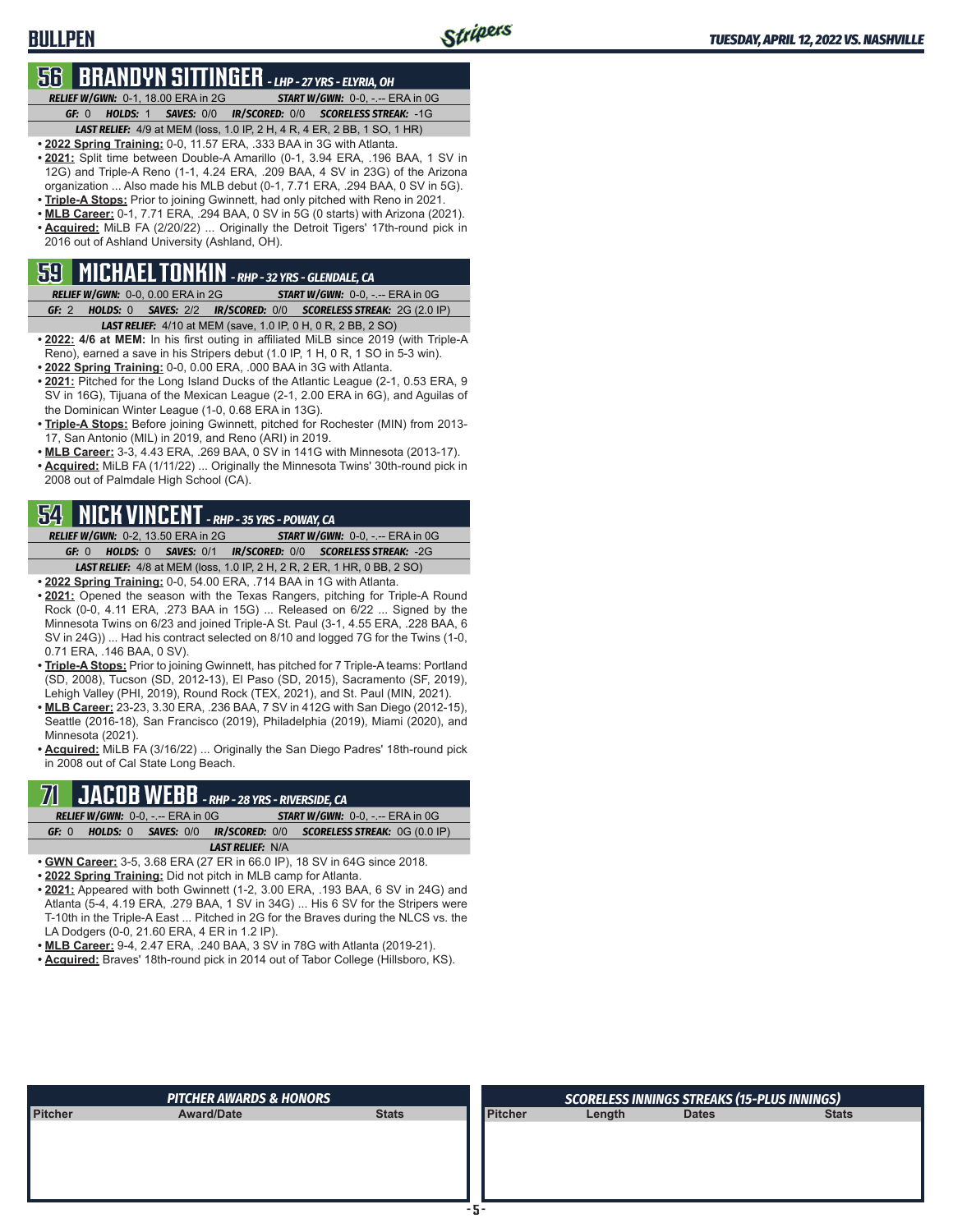# BULLPEN

## 56 BRANDYN SITTINGER - LHP - 27 YRS - ELYRIA, OH

**RELIEF W/GWN:** 0-1, 18.00 ERA in 2G **START W/GWN:** 0-0, -.-- ERA in 0G
**GF:** 0 **HOLDS:** 1 **SAVES:** 0/0 **IR/SCORED:** 0/0 **SCORELESS STREAK:** -1G
**LAST RELIEF:** 4/9 at MEM (loss, 1.0 IP, 2 H, 4 R, 4 ER, 2 BB, 1 SO, 1 HR)

- **2022 Spring Training:** 0-0, 11.57 ERA, .333 BAA in 3G with Atlanta.
- **2021:** Split time between Double-A Amarillo (0-1, 3.94 ERA, .196 BAA, 1 SV in 12G) and Triple-A Reno (1-1, 4.24 ERA, .209 BAA, 4 SV in 23G) of the Arizona organization ... Also made his MLB debut (0-1, 7.71 ERA, .294 BAA, 0 SV in 5G).
- **Triple-A Stops:** Prior to joining Gwinnett, had only pitched with Reno in 2021.
- **MLB Career:** 0-1, 7.71 ERA, .294 BAA, 0 SV in 5G (0 starts) with Arizona (2021).
- **Acquired:** MiLB FA (2/20/22) ... Originally the Detroit Tigers' 17th-round pick in 2016 out of Ashland University (Ashland, OH).

## 59 MICHAEL TONKIN - RHP - 32 YRS - GLENDALE, CA

**RELIEF W/GWN:** 0-0, 0.00 ERA in 2G **START W/GWN:** 0-0, -.-- ERA in 0G
**GF:** 2 **HOLDS:** 0 **SAVES:** 2/2 **IR/SCORED:** 0/0 **SCORELESS STREAK:** 2G (2.0 IP)
**LAST RELIEF:** 4/10 at MEM (save, 1.0 IP, 0 H, 0 R, 2 BB, 2 SO)

- **2022: 4/6 at MEM:** In his first outing in affiliated MiLB since 2019 (with Triple-A Reno), earned a save in his Stripers debut (1.0 IP, 1 H, 0 R, 1 SO in 5-3 win).
- **2022 Spring Training:** 0-0, 0.00 ERA, .000 BAA in 3G with Atlanta.
- **2021:** Pitched for the Long Island Ducks of the Atlantic League (2-1, 0.53 ERA, 9 SV in 16G), Tijuana of the Mexican League (2-1, 2.00 ERA in 6G), and Aguilas of the Dominican Winter League (1-0, 0.68 ERA in 13G).
- **Triple-A Stops:** Before joining Gwinnett, pitched for Rochester (MIN) from 2013-17, San Antonio (MIL) in 2019, and Reno (ARI) in 2019.
- **MLB Career:** 3-3, 4.43 ERA, .269 BAA, 0 SV in 141G with Minnesota (2013-17).
- **Acquired:** MiLB FA (1/11/22) ... Originally the Minnesota Twins' 30th-round pick in 2008 out of Palmdale High School (CA).

## 54 NICK VINCENT - RHP - 35 YRS - POWAY, CA

**RELIEF W/GWN:** 0-2, 13.50 ERA in 2G **START W/GWN:** 0-0, -.-- ERA in 0G
**GF:** 0 **HOLDS:** 0 **SAVES:** 0/1 **IR/SCORED:** 0/0 **SCORELESS STREAK:** -2G
**LAST RELIEF:** 4/8 at MEM (loss, 1.0 IP, 2 H, 2 R, 2 ER, 1 HR, 0 BB, 2 SO)

- **2022 Spring Training:** 0-0, 54.00 ERA, .714 BAA in 1G with Atlanta.
- **2021:** Opened the season with the Texas Rangers, pitching for Triple-A Round Rock (0-0, 4.11 ERA, .273 BAA in 15G) ... Released on 6/22 ... Signed by the Minnesota Twins on 6/23 and joined Triple-A St. Paul (3-1, 4.55 ERA, .228 BAA, 6 SV in 24G)) ... Had his contract selected on 8/10 and logged 7G for the Twins (1-0, 0.71 ERA, .146 BAA, 0 SV).
- **Triple-A Stops:** Prior to joining Gwinnett, has pitched for 7 Triple-A teams: Portland (SD, 2008), Tucson (SD, 2012-13), El Paso (SD, 2015), Sacramento (SF, 2019), Lehigh Valley (PHI, 2019), Round Rock (TEX, 2021), and St. Paul (MIN, 2021).
- **MLB Career:** 23-23, 3.30 ERA, .236 BAA, 7 SV in 412G with San Diego (2012-15), Seattle (2016-18), San Francisco (2019), Philadelphia (2019), Miami (2020), and Minnesota (2021).
- **Acquired:** MiLB FA (3/16/22) ... Originally the San Diego Padres' 18th-round pick in 2008 out of Cal State Long Beach.

## 71 JACOB WEBB - RHP - 28 YRS - RIVERSIDE, CA

**RELIEF W/GWN:** 0-0, -.-- ERA in 0G **START W/GWN:** 0-0, -.-- ERA in 0G
**GF:** 0 **HOLDS:** 0 **SAVES:** 0/0 **IR/SCORED:** 0/0 **SCORELESS STREAK:** 0G (0.0 IP)
**LAST RELIEF:** N/A

- **GWN Career:** 3-5, 3.68 ERA (27 ER in 66.0 IP), 18 SV in 64G since 2018.
- **2022 Spring Training:** Did not pitch in MLB camp for Atlanta.
- **2021:** Appeared with both Gwinnett (1-2, 3.00 ERA, .193 BAA, 6 SV in 24G) and Atlanta (5-4, 4.19 ERA, .279 BAA, 1 SV in 34G) ... His 6 SV for the Stripers were T-10th in the Triple-A East ... Pitched in 2G for the Braves during the NLCS vs. the LA Dodgers (0-0, 21.60 ERA, 4 ER in 1.2 IP).
- **MLB Career:** 9-4, 2.47 ERA, .240 BAA, 3 SV in 78G with Atlanta (2019-21).
- **Acquired:** Braves' 18th-round pick in 2014 out of Tabor College (Hillsboro, KS).

### PITCHER AWARDS & HONORS

| Pitcher | Award/Date | Stats |
|---|---|---|
| | | |

### SCORELESS INNINGS STREAKS (15-PLUS INNINGS)

| Pitcher | Length | Dates | Stats |
|---|---|---|---|
| | | | |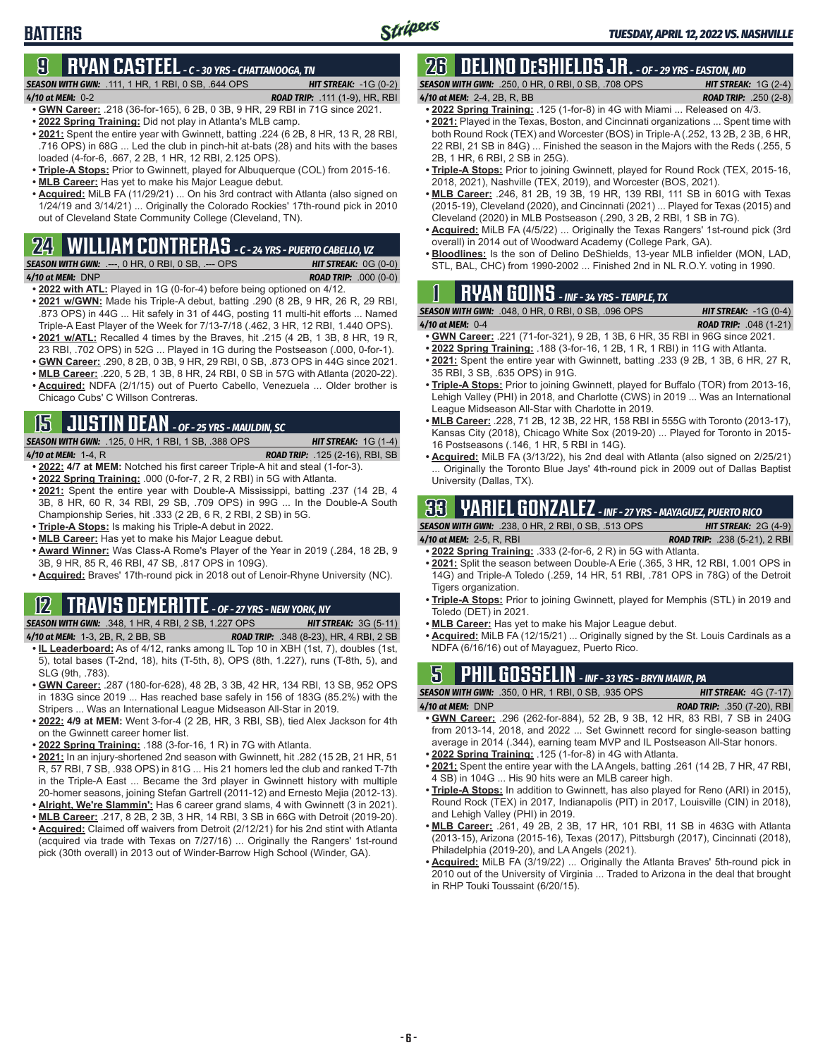## BATTERS

## 9 RYAN CASTEEL - C - 30 YRS - CHATTANOOGA, TN

**SEASON WITH GWN:** .111, 1 HR, 1 RBI, 0 SB, .644 OPS — **HIT STREAK:** -1G (0-2)
**4/10 at MEM:** 0-2 — **ROAD TRIP:** .111 (1-9), HR, RBI

- **GWN Career:** .218 (36-for-165), 6 2B, 0 3B, 9 HR, 29 RBI in 71G since 2021.
- **2022 Spring Training:** Did not play in Atlanta's MLB camp.
- **2021:** Spent the entire year with Gwinnett, batting .224 (6 2B, 8 HR, 13 R, 28 RBI, .716 OPS) in 68G ... Led the club in pinch-hit at-bats (28) and hits with the bases loaded (4-for-6, .667, 2 2B, 1 HR, 12 RBI, 2.125 OPS).
- **Triple-A Stops:** Prior to Gwinnett, played for Albuquerque (COL) from 2015-16.
- **MLB Career:** Has yet to make his Major League debut.
- **Acquired:** MiLB FA (11/29/21) ... On his 3rd contract with Atlanta (also signed on 1/24/19 and 3/14/21) ... Originally the Colorado Rockies' 17th-round pick in 2010 out of Cleveland State Community College (Cleveland, TN).

## 24 WILLIAM CONTRERAS - C - 24 YRS - PUERTO CABELLO, VZ

**SEASON WITH GWN:** .---, 0 HR, 0 RBI, 0 SB, .--- OPS — **HIT STREAK:** 0G (0-0)
**4/10 at MEM:** DNP — **ROAD TRIP:** .000 (0-0)

- **2022 with ATL:** Played in 1G (0-for-4) before being optioned on 4/12.
- **2021 w/GWN:** Made his Triple-A debut, batting .290 (8 2B, 9 HR, 26 R, 29 RBI, .873 OPS) in 44G ... Hit safely in 31 of 44G, posting 11 multi-hit efforts ... Named Triple-A East Player of the Week for 7/13-7/18 (.462, 3 HR, 12 RBI, 1.440 OPS).
- **2021 w/ATL:** Recalled 4 times by the Braves, hit .215 (4 2B, 1 3B, 8 HR, 19 R, 23 RBI, .702 OPS) in 52G ... Played in 1G during the Postseason (.000, 0-for-1).
- **GWN Career:** .290, 8 2B, 0 3B, 9 HR, 29 RBI, 0 SB, .873 OPS in 44G since 2021.
- **MLB Career:** .220, 5 2B, 1 3B, 8 HR, 24 RBI, 0 SB in 57G with Atlanta (2020-22).
- **Acquired:** NDFA (2/1/15) out of Puerto Cabello, Venezuela ... Older brother is Chicago Cubs' C Willson Contreras.

## 15 JUSTIN DEAN - OF - 25 YRS - MAULDIN, SC

**SEASON WITH GWN:** .125, 0 HR, 1 RBI, 1 SB, .388 OPS — **HIT STREAK:** 1G (1-4)
**4/10 at MEM:** 1-4, R — **ROAD TRIP:** .125 (2-16), RBI, SB

- **2022: 4/7 at MEM:** Notched his first career Triple-A hit and steal (1-for-3).
- **2022 Spring Training:** .000 (0-for-7, 2 R, 2 RBI) in 5G with Atlanta.
- **2021:** Spent the entire year with Double-A Mississippi, batting .237 (14 2B, 4 3B, 8 HR, 60 R, 34 RBI, 29 SB, .709 OPS) in 99G ... In the Double-A South Championship Series, hit .333 (2 2B, 6 R, 2 RBI, 2 SB) in 5G.
- **Triple-A Stops:** Is making his Triple-A debut in 2022.
- **MLB Career:** Has yet to make his Major League debut.
- **Award Winner:** Was Class-A Rome's Player of the Year in 2019 (.284, 18 2B, 9 3B, 9 HR, 85 R, 46 RBI, 47 SB, .817 OPS in 109G).
- **Acquired:** Braves' 17th-round pick in 2018 out of Lenoir-Rhyne University (NC).

## 12 TRAVIS DEMERITTE - OF - 27 YRS - NEW YORK, NY

**SEASON WITH GWN:** .348, 1 HR, 4 RBI, 2 SB, 1.227 OPS — **HIT STREAK:** 3G (5-11)
**4/10 at MEM:** 1-3, 2B, R, 2 BB, SB — **ROAD TRIP:** .348 (8-23), HR, 4 RBI, 2 SB

- **IL Leaderboard:** As of 4/12, ranks among IL Top 10 in XBH (1st, 7), doubles (1st, 5), total bases (T-2nd, 18), hits (T-5th, 8), OPS (8th, 1.227), runs (T-8th, 5), and SLG (9th, .783).
- **GWN Career:** .287 (180-for-628), 48 2B, 3 3B, 42 HR, 134 RBI, 13 SB, 952 OPS in 183G since 2019 ... Has reached base safely in 156 of 183G (85.2%) with the Stripers ... Was an International League Midseason All-Star in 2019.
- **2022: 4/9 at MEM:** Went 3-for-4 (2 2B, HR, 3 RBI, SB), tied Alex Jackson for 4th on the Gwinnett career homer list.
- **2022 Spring Training:** .188 (3-for-16, 1 R) in 7G with Atlanta.
- **2021:** In an injury-shortened 2nd season with Gwinnett, hit .282 (15 2B, 21 HR, 51 R, 57 RBI, 7 SB, .938 OPS) in 81G ... His 21 homers led the club and ranked T-7th in the Triple-A East ... Became the 3rd player in Gwinnett history with multiple 20-homer seasons, joining Stefan Gartrell (2011-12) and Ernesto Mejia (2012-13).
- **Alright, We're Slammin':** Has 6 career grand slams, 4 with Gwinnett (3 in 2021).
- **MLB Career:** .217, 8 2B, 2 3B, 3 HR, 14 RBI, 3 SB in 66G with Detroit (2019-20).
- **Acquired:** Claimed off waivers from Detroit (2/12/21) for his 2nd stint with Atlanta (acquired via trade with Texas on 7/27/16) ... Originally the Rangers' 1st-round pick (30th overall) in 2013 out of Winder-Barrow High School (Winder, GA).

## 26 DELINO DESHIELDS JR. - OF - 29 YRS - EASTON, MD

**SEASON WITH GWN:** .250, 0 HR, 0 RBI, 0 SB, .708 OPS — **HIT STREAK:** 1G (2-4)
**4/10 at MEM:** 2-4, 2B, R, BB — **ROAD TRIP:** .250 (2-8)

- **2022 Spring Training:** .125 (1-for-8) in 4G with Miami ... Released on 4/3.
- **2021:** Played in the Texas, Boston, and Cincinnati organizations ... Spent time with both Round Rock (TEX) and Worcester (BOS) in Triple-A (.252, 13 2B, 2 3B, 6 HR, 22 RBI, 21 SB in 84G) ... Finished the season in the Majors with the Reds (.255, 5 2B, 1 HR, 6 RBI, 2 SB in 25G).
- **Triple-A Stops:** Prior to joining Gwinnett, played for Round Rock (TEX, 2015-16, 2018, 2021), Nashville (TEX, 2019), and Worcester (BOS, 2021).
- **MLB Career:** .246, 81 2B, 19 3B, 19 HR, 139 RBI, 111 SB in 601G with Texas (2015-19), Cleveland (2020), and Cincinnati (2021) ... Played for Texas (2015) and Cleveland (2020) in MLB Postseason (.290, 3 2B, 2 RBI, 1 SB in 7G).
- **Acquired:** MiLB FA (4/5/22) ... Originally the Texas Rangers' 1st-round pick (3rd overall) in 2014 out of Woodward Academy (College Park, GA).
- **Bloodlines:** Is the son of Delino DeShields, 13-year MLB infielder (MON, LAD, STL, BAL, CHC) from 1990-2002 ... Finished 2nd in NL R.O.Y. voting in 1990.

## 1 RYAN GOINS - INF - 34 YRS - TEMPLE, TX

**SEASON WITH GWN:** .048, 0 HR, 0 RBI, 0 SB, .096 OPS — **HIT STREAK:** -1G (0-4)
**4/10 at MEM:** 0-4 — **ROAD TRIP:** .048 (1-21)

- **GWN Career:** .221 (71-for-321), 9 2B, 1 3B, 6 HR, 35 RBI in 96G since 2021.
- **2022 Spring Training:** .188 (3-for-16, 1 2B, 1 R, 1 RBI) in 11G with Atlanta.
- **2021:** Spent the entire year with Gwinnett, batting .233 (9 2B, 1 3B, 6 HR, 27 R, 35 RBI, 3 SB, .635 OPS) in 91G.
- **Triple-A Stops:** Prior to joining Gwinnett, played for Buffalo (TOR) from 2013-16, Lehigh Valley (PHI) in 2018, and Charlotte (CWS) in 2019 ... Was an International League Midseason All-Star with Charlotte in 2019.
- **MLB Career:** .228, 71 2B, 12 3B, 22 HR, 158 RBI in 555G with Toronto (2013-17), Kansas City (2018), Chicago White Sox (2019-20) ... Played for Toronto in 2015-16 Postseasons (.146, 1 HR, 5 RBI in 14G).
- **Acquired:** MiLB FA (3/13/22), his 2nd deal with Atlanta (also signed on 2/25/21) ... Originally the Toronto Blue Jays' 4th-round pick in 2009 out of Dallas Baptist University (Dallas, TX).

## 33 YARIEL GONZALEZ - INF - 27 YRS - MAYAGUEZ, PUERTO RICO

**SEASON WITH GWN:** .238, 0 HR, 2 RBI, 0 SB, .513 OPS — **HIT STREAK:** 2G (4-9)
**4/10 at MEM:** 2-5, R, RBI — **ROAD TRIP:** .238 (5-21), 2 RBI

- **2022 Spring Training:** .333 (2-for-6, 2 R) in 5G with Atlanta.
- **2021:** Split the season between Double-A Erie (.365, 3 HR, 12 RBI, 1.001 OPS in 14G) and Triple-A Toledo (.259, 14 HR, 51 RBI, .781 OPS in 78G) of the Detroit Tigers organization.
- **Triple-A Stops:** Prior to joining Gwinnett, played for Memphis (STL) in 2019 and Toledo (DET) in 2021.
- **MLB Career:** Has yet to make his Major League debut.
- **Acquired:** MiLB FA (12/15/21) ... Originally signed by the St. Louis Cardinals as a NDFA (6/16/16) out of Mayaguez, Puerto Rico.

## 5 PHIL GOSSELIN - INF - 33 YRS - BRYN MAWR, PA

**SEASON WITH GWN:** .350, 0 HR, 1 RBI, 0 SB, .935 OPS — **HIT STREAK:** 4G (7-17)
**4/10 at MEM:** DNP — **ROAD TRIP:** .350 (7-20), RBI

- **GWN Career:** .296 (262-for-884), 52 2B, 9 3B, 12 HR, 83 RBI, 7 SB in 240G from 2013-14, 2018, and 2022 ... Set Gwinnett record for single-season batting average in 2014 (.344), earning team MVP and IL Postseason All-Star honors.
- **2022 Spring Training:** .125 (1-for-8) in 4G with Atlanta.
- **2021:** Spent the entire year with the LA Angels, batting .261 (14 2B, 7 HR, 47 RBI, 4 SB) in 104G ... His 90 hits were an MLB career high.
- **Triple-A Stops:** In addition to Gwinnett, has also played for Reno (ARI) in 2015), Round Rock (TEX) in 2017, Indianapolis (PIT) in 2017, Louisville (CIN) in 2018), and Lehigh Valley (PHI) in 2019.
- **MLB Career:** .261, 49 2B, 2 3B, 17 HR, 101 RBI, 11 SB in 463G with Atlanta (2013-15), Arizona (2015-16), Texas (2017), Pittsburgh (2017), Cincinnati (2018), Philadelphia (2019-20), and LA Angels (2021).
- **Acquired:** MiLB FA (3/19/22) ... Originally the Atlanta Braves' 5th-round pick in 2010 out of the University of Virginia ... Traded to Arizona in the deal that brought in RHP Touki Toussaint (6/20/15).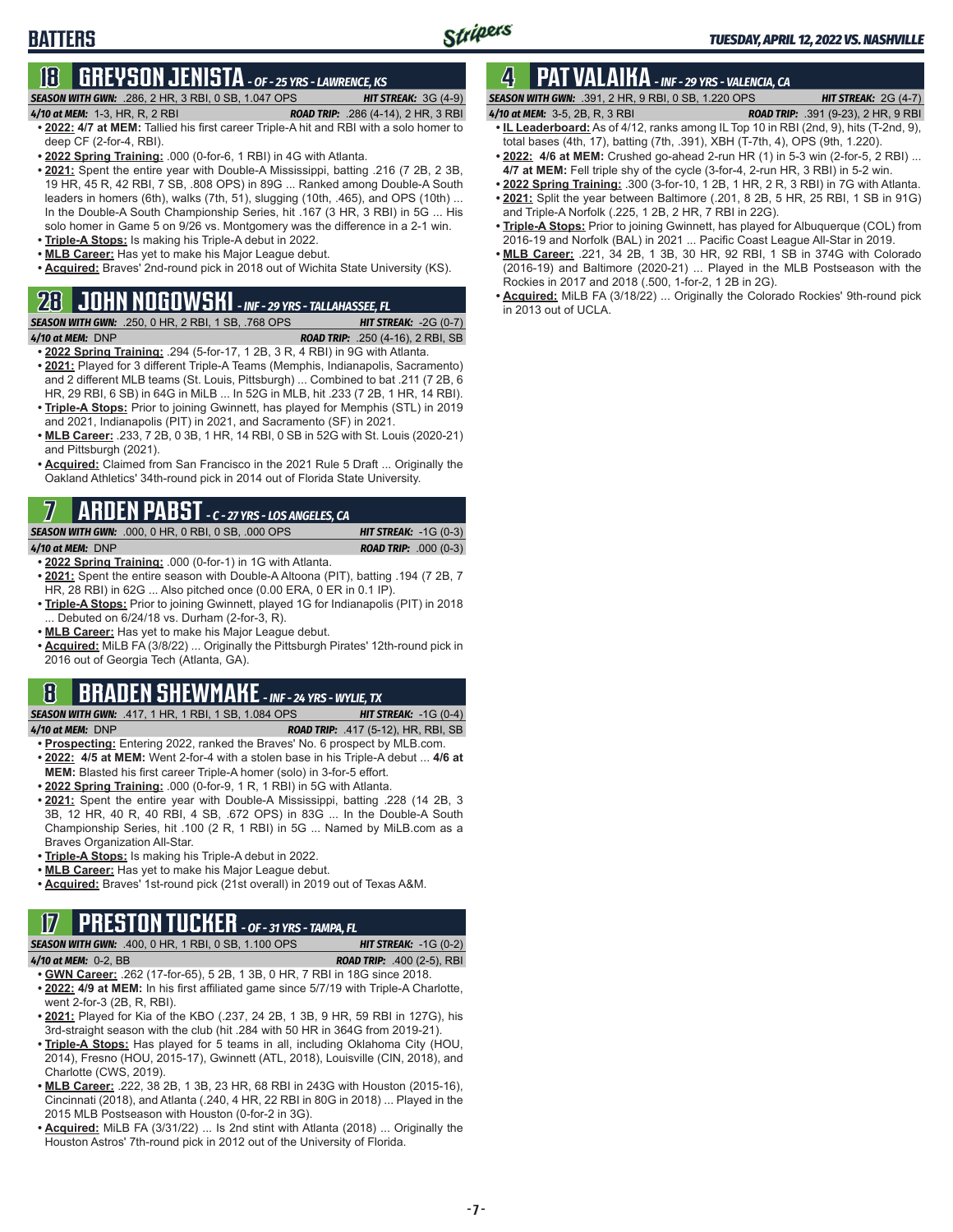# BATTERS

## 18 GREYSON JENISTA - OF - 25 YRS - LAWRENCE, KS

**SEASON WITH GWN:** .286, 2 HR, 3 RBI, 0 SB, 1.047 OPS **HIT STREAK:** 3G (4-9)
**4/10 at MEM:** 1-3, HR, R, 2 RBI **ROAD TRIP:** .286 (4-14), 2 HR, 3 RBI

- **2022: 4/7 at MEM:** Tallied his first career Triple-A hit and RBI with a solo homer to deep CF (2-for-4, RBI).
- **2022 Spring Training:** .000 (0-for-6, 1 RBI) in 4G with Atlanta.
- **2021:** Spent the entire year with Double-A Mississippi, batting .216 (7 2B, 2 3B, 19 HR, 45 R, 42 RBI, 7 SB, .808 OPS) in 89G ... Ranked among Double-A South leaders in homers (6th), walks (7th, 51), slugging (10th, .465), and OPS (10th) ... In the Double-A South Championship Series, hit .167 (3 HR, 3 RBI) in 5G ... His solo homer in Game 5 on 9/26 vs. Montgomery was the difference in a 2-1 win.
- **Triple-A Stops:** Is making his Triple-A debut in 2022.
- **MLB Career:** Has yet to make his Major League debut.
- **Acquired:** Braves' 2nd-round pick in 2018 out of Wichita State University (KS).

## 28 JOHN NOGOWSKI - INF - 29 YRS - TALLAHASSEE, FL

**SEASON WITH GWN:** .250, 0 HR, 2 RBI, 1 SB, .768 OPS **HIT STREAK:** -2G (0-7)
**4/10 at MEM:** DNP **ROAD TRIP:** .250 (4-16), 2 RBI, SB

- **2022 Spring Training:** .294 (5-for-17, 1 2B, 3 R, 4 RBI) in 9G with Atlanta.
- **2021:** Played for 3 different Triple-A Teams (Memphis, Indianapolis, Sacramento) and 2 different MLB teams (St. Louis, Pittsburgh) ... Combined to bat .211 (7 2B, 6 HR, 29 RBI, 6 SB) in 64G in MiLB ... In 52G in MLB, hit .233 (7 2B, 1 HR, 14 RBI).
- **Triple-A Stops:** Prior to joining Gwinnett, has played for Memphis (STL) in 2019 and 2021, Indianapolis (PIT) in 2021, and Sacramento (SF) in 2021.
- **MLB Career:** .233, 7 2B, 0 3B, 1 HR, 14 RBI, 0 SB in 52G with St. Louis (2020-21) and Pittsburgh (2021).
- **Acquired:** Claimed from San Francisco in the 2021 Rule 5 Draft ... Originally the Oakland Athletics' 34th-round pick in 2014 out of Florida State University.

## 7 ARDEN PABST - C - 27 YRS - LOS ANGELES, CA

**SEASON WITH GWN:** .000, 0 HR, 0 RBI, 0 SB, .000 OPS **HIT STREAK:** -1G (0-3)
**4/10 at MEM:** DNP **ROAD TRIP:** .000 (0-3)

- **2022 Spring Training:** .000 (0-for-1) in 1G with Atlanta.
- **2021:** Spent the entire season with Double-A Altoona (PIT), batting .194 (7 2B, 7 HR, 28 RBI) in 62G ... Also pitched once (0.00 ERA, 0 ER in 0.1 IP).
- **Triple-A Stops:** Prior to joining Gwinnett, played 1G for Indianapolis (PIT) in 2018 ... Debuted on 6/24/18 vs. Durham (2-for-3, R).
- **MLB Career:** Has yet to make his Major League debut.
- **Acquired:** MiLB FA (3/8/22) ... Originally the Pittsburgh Pirates' 12th-round pick in 2016 out of Georgia Tech (Atlanta, GA).

## 8 BRADEN SHEWMAKE - INF - 24 YRS - WYLIE, TX

**SEASON WITH GWN:** .417, 1 HR, 1 RBI, 1 SB, 1.084 OPS **HIT STREAK:** -1G (0-4)
**4/10 at MEM:** DNP **ROAD TRIP:** .417 (5-12), HR, RBI, SB

- **Prospecting:** Entering 2022, ranked the Braves' No. 6 prospect by MLB.com.
- **2022: 4/5 at MEM:** Went 2-for-4 with a stolen base in his Triple-A debut ... **4/6 at MEM:** Blasted his first career Triple-A homer (solo) in 3-for-5 effort.
- **2022 Spring Training:** .000 (0-for-9, 1 R, 1 RBI) in 5G with Atlanta.
- **2021:** Spent the entire year with Double-A Mississippi, batting .228 (14 2B, 3 3B, 12 HR, 40 R, 40 RBI, 4 SB, .672 OPS) in 83G ... In the Double-A South Championship Series, hit .100 (2 R, 1 RBI) in 5G ... Named by MiLB.com as a Braves Organization All-Star.
- **Triple-A Stops:** Is making his Triple-A debut in 2022.
- **MLB Career:** Has yet to make his Major League debut.
- **Acquired:** Braves' 1st-round pick (21st overall) in 2019 out of Texas A&M.

## 17 PRESTON TUCKER - OF - 31 YRS - TAMPA, FL

**SEASON WITH GWN:** .400, 0 HR, 1 RBI, 0 SB, 1.100 OPS **HIT STREAK:** -1G (0-2)
**4/10 at MEM:** 0-2, BB **ROAD TRIP:** .400 (2-5), RBI

- **GWN Career:** .262 (17-for-65), 5 2B, 1 3B, 0 HR, 7 RBI in 18G since 2018.
- **2022: 4/9 at MEM:** In his first affiliated game since 5/7/19 with Triple-A Charlotte, went 2-for-3 (2B, R, RBI).
- **2021:** Played for Kia of the KBO (.237, 24 2B, 1 3B, 9 HR, 59 RBI in 127G), his 3rd-straight season with the club (hit .284 with 50 HR in 364G from 2019-21).
- **Triple-A Stops:** Has played for 5 teams in all, including Oklahoma City (HOU, 2014), Fresno (HOU, 2015-17), Gwinnett (ATL, 2018), Louisville (CIN, 2018), and Charlotte (CWS, 2019).
- **MLB Career:** .222, 38 2B, 1 3B, 23 HR, 68 RBI in 243G with Houston (2015-16), Cincinnati (2018), and Atlanta (.240, 4 HR, 22 RBI in 80G in 2018) ... Played in the 2015 MLB Postseason with Houston (0-for-2 in 3G).
- **Acquired:** MiLB FA (3/31/22) ... Is 2nd stint with Atlanta (2018) ... Originally the Houston Astros' 7th-round pick in 2012 out of the University of Florida.

## 4 PAT VALAIKA - INF - 29 YRS - VALENCIA, CA

**SEASON WITH GWN:** .391, 2 HR, 9 RBI, 0 SB, 1.220 OPS **HIT STREAK:** 2G (4-7)
**4/10 at MEM:** 3-5, 2B, R, 3 RBI **ROAD TRIP:** .391 (9-23), 2 HR, 9 RBI

- **IL Leaderboard:** As of 4/12, ranks among IL Top 10 in RBI (2nd, 9), hits (T-2nd, 9), total bases (4th, 17), batting (7th, .391), XBH (T-7th, 4), OPS (9th, 1.220).
- **2022: 4/6 at MEM:** Crushed go-ahead 2-run HR (1) in 5-3 win (2-for-5, 2 RBI) ... **4/7 at MEM:** Fell triple shy of the cycle (3-for-4, 2-run HR, 3 RBI) in 5-2 win.
- **2022 Spring Training:** .300 (3-for-10, 1 2B, 1 HR, 2 R, 3 RBI) in 7G with Atlanta.
- **2021:** Split the year between Baltimore (.201, 8 2B, 5 HR, 25 RBI, 1 SB in 91G) and Triple-A Norfolk (.225, 1 2B, 2 HR, 7 RBI in 22G).
- **Triple-A Stops:** Prior to joining Gwinnett, has played for Albuquerque (COL) from 2016-19 and Norfolk (BAL) in 2021 ... Pacific Coast League All-Star in 2019.
- **MLB Career:** .221, 34 2B, 1 3B, 30 HR, 92 RBI, 1 SB in 374G with Colorado (2016-19) and Baltimore (2020-21) ... Played in the MLB Postseason with the Rockies in 2017 and 2018 (.500, 1-for-2, 1 2B in 2G).
- **Acquired:** MiLB FA (3/18/22) ... Originally the Colorado Rockies' 9th-round pick in 2013 out of UCLA.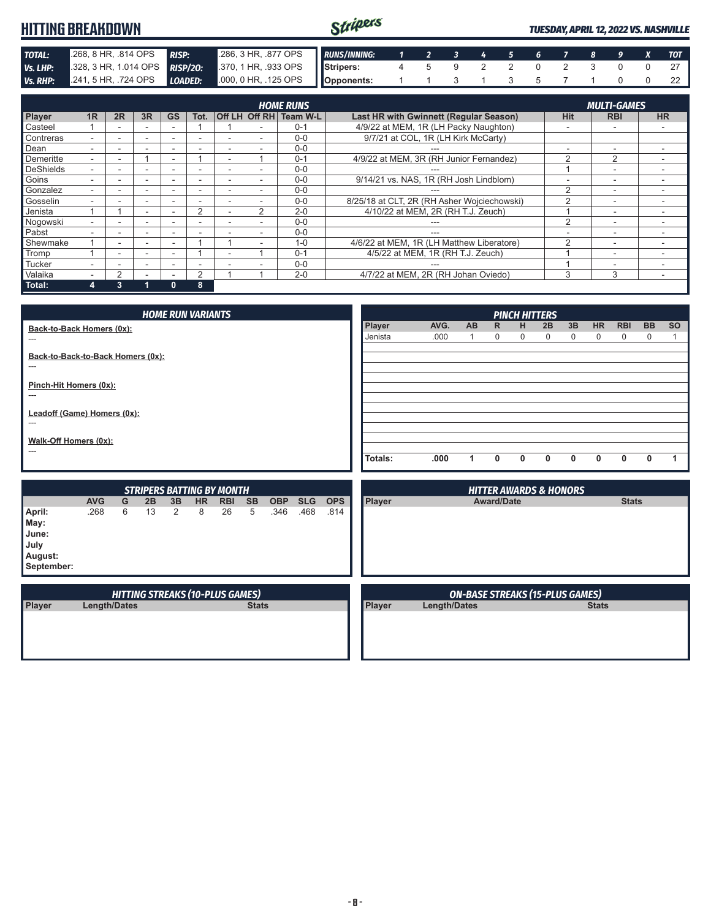# HITTING BREAKDOWN

**TUESDAY, APRIL 12, 2022 VS. NASHVILLE**

| | | | |
|---|---|---|---|
| **TOTAL:** | .268, 8 HR, .814 OPS | **RISP:** | .286, 3 HR, .877 OPS |
| **Vs. LHP:** | .328, 3 HR, 1.014 OPS | **RISP/2O:** | .370, 1 HR, .933 OPS |
| **Vs. RHP:** | .241, 5 HR, .724 OPS | **LOADED:** | .000, 0 HR, .125 OPS |

| RUNS/INNING: | 1 | 2 | 3 | 4 | 5 | 6 | 7 | 8 | 9 | X | TOT |
|---|---|---|---|---|---|---|---|---|---|---|---|
| Stripers: | 4 | 5 | 9 | 2 | 2 | 0 | 2 | 3 | 0 | 0 | 27 |
| Opponents: | 1 | 1 | 3 | 1 | 3 | 5 | 7 | 1 | 0 | 0 | 22 |

## HOME RUNS / MULTI-GAMES

| Player | 1R | 2R | 3R | GS | Tot. | Off LH | Off RH | Team W-L | Last HR with Gwinnett (Regular Season) | Hit | RBI | HR |
|---|---|---|---|---|---|---|---|---|---|---|---|---|
| Casteel | 1 | - | - | - | 1 | 1 | - | 0-1 | 4/9/22 at MEM, 1R (LH Packy Naughton) | - | - | - |
| Contreras | - | - | - | - | - | - | - | 0-0 | 9/7/21 at COL, 1R (LH Kirk McCarty) | | | |
| Dean | - | - | - | - | - | - | - | 0-0 | --- | - | - | - |
| Demeritte | - | - | 1 | - | 1 | - | 1 | 0-1 | 4/9/22 at MEM, 3R (RH Junior Fernandez) | 2 | 2 | - |
| DeShields | - | - | - | - | - | - | - | 0-0 | --- | 1 | - | - |
| Goins | - | - | - | - | - | - | - | 0-0 | 9/14/21 vs. NAS, 1R (RH Josh Lindblom) | - | - | - |
| Gonzalez | - | - | - | - | - | - | - | 0-0 | --- | 2 | - | - |
| Gosselin | - | - | - | - | - | - | - | 0-0 | 8/25/18 at CLT, 2R (RH Asher Wojciechowski) | 2 | - | - |
| Jenista | 1 | 1 | - | - | 2 | - | 2 | 2-0 | 4/10/22 at MEM, 2R (RH T.J. Zeuch) | 1 | - | - |
| Nogowski | - | - | - | - | - | - | - | 0-0 | --- | 2 | - | - |
| Pabst | - | - | - | - | - | - | - | 0-0 | --- | - | - | - |
| Shewmake | 1 | - | - | - | 1 | 1 | - | 1-0 | 4/6/22 at MEM, 1R (LH Matthew Liberatore) | 2 | - | - |
| Tromp | 1 | - | - | - | 1 | - | 1 | 0-1 | 4/5/22 at MEM, 1R (RH T.J. Zeuch) | 1 | - | - |
| Tucker | - | - | - | - | - | - | - | 0-0 | --- | 1 | - | - |
| Valaika | - | 2 | - | - | 2 | 1 | 1 | 2-0 | 4/7/22 at MEM, 2R (RH Johan Oviedo) | 3 | 3 | - |
| **Total:** | **4** | **3** | **1** | **0** | **8** | | | | | | | |

## HOME RUN VARIANTS

**Back-to-Back Homers (0x):**
---

**Back-to-Back-to-Back Homers (0x):**
---

**Pinch-Hit Homers (0x):**
---

**Leadoff (Game) Homers (0x):**
---

**Walk-Off Homers (0x):**
---

## PINCH HITTERS

| Player | AVG. | AB | R | H | 2B | 3B | HR | RBI | BB | SO |
|---|---|---|---|---|---|---|---|---|---|---|
| Jenista | .000 | 1 | 0 | 0 | 0 | 0 | 0 | 0 | 0 | 1 |
| **Totals:** | **.000** | **1** | **0** | **0** | **0** | **0** | **0** | **0** | **0** | **1** |

## STRIPERS BATTING BY MONTH

| | AVG | G | 2B | 3B | HR | RBI | SB | OBP | SLG | OPS |
|---|---|---|---|---|---|---|---|---|---|---|
| **April:** | .268 | 6 | 13 | 2 | 8 | 26 | 5 | .346 | .468 | .814 |
| **May:** | | | | | | | | | | |
| **June:** | | | | | | | | | | |
| **July** | | | | | | | | | | |
| **August:** | | | | | | | | | | |
| **September:** | | | | | | | | | | |

## HITTER AWARDS & HONORS

| Player | Award/Date | Stats |
|---|---|---|

## HITTING STREAKS (10-PLUS GAMES)

| Player | Length/Dates | Stats |
|---|---|---|

## ON-BASE STREAKS (15-PLUS GAMES)

| Player | Length/Dates | Stats |
|---|---|---|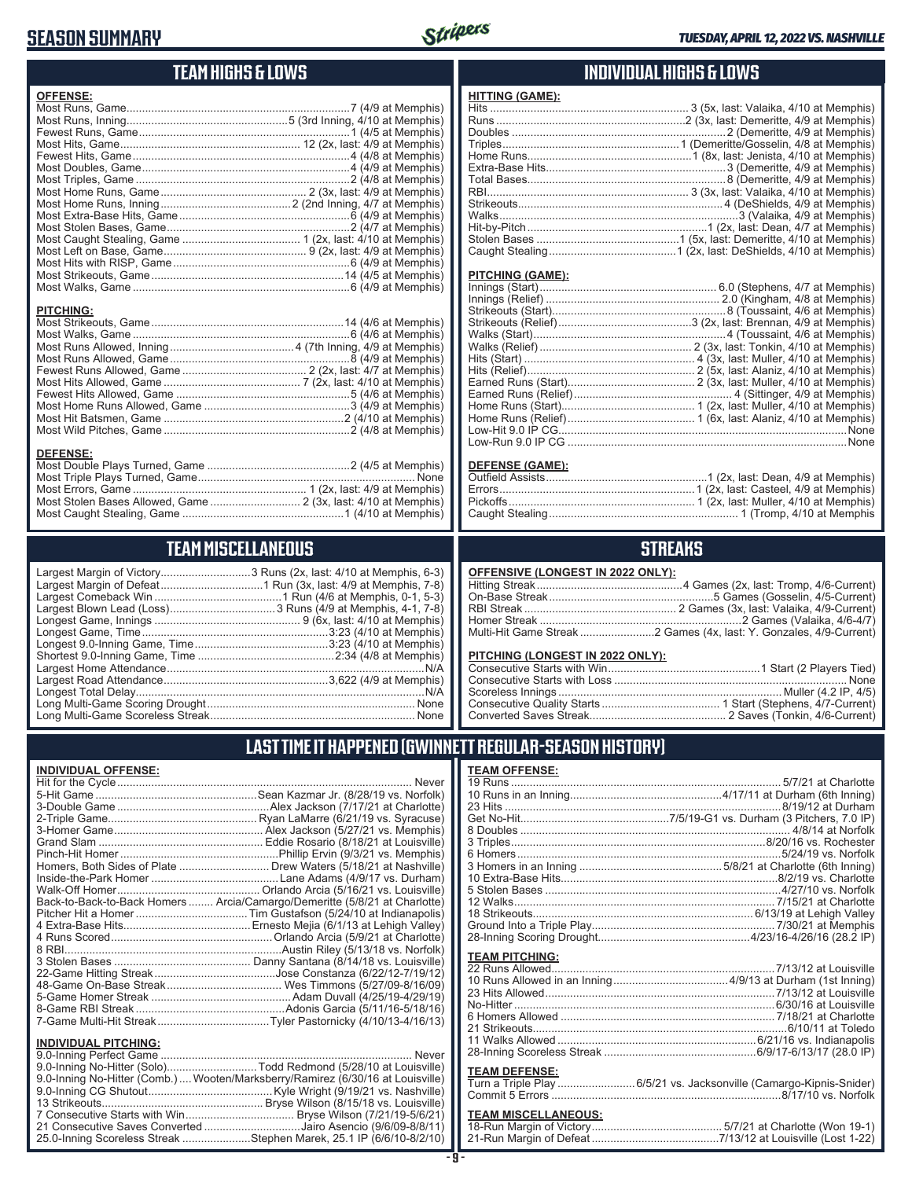# SEASON SUMMARY

**TUESDAY, APRIL 12, 2022 VS. NASHVILLE**

## TEAM HIGHS & LOWS

**OFFENSE:**

| | |
|---|---|
| Most Runs, Game | 7 (4/9 at Memphis) |
| Most Runs, Inning | 5 (3rd Inning, 4/10 at Memphis) |
| Fewest Runs, Game | 1 (4/5 at Memphis) |
| Most Hits, Game | 12 (2x, last: 4/9 at Memphis) |
| Fewest Hits, Game | 4 (4/8 at Memphis) |
| Most Doubles, Game | 4 (4/9 at Memphis) |
| Most Triples, Game | 2 (4/8 at Memphis) |
| Most Home Runs, Game | 2 (3x, last: 4/9 at Memphis) |
| Most Home Runs, Inning | 2 (2nd Inning, 4/7 at Memphis) |
| Most Extra-Base Hits, Game | 6 (4/9 at Memphis) |
| Most Stolen Bases, Game | 2 (4/7 at Memphis) |
| Most Caught Stealing, Game | 1 (2x, last: 4/10 at Memphis) |
| Most Left on Base, Game | 9 (2x, last: 4/9 at Memphis) |
| Most Hits with RISP, Game | 6 (4/9 at Memphis) |
| Most Strikeouts, Game | 14 (4/5 at Memphis) |
| Most Walks, Game | 6 (4/9 at Memphis) |

**PITCHING:**

| | |
|---|---|
| Most Strikeouts, Game | 14 (4/6 at Memphis) |
| Most Walks, Game | 6 (4/6 at Memphis) |
| Most Runs Allowed, Inning | 4 (7th Inning, 4/9 at Memphis) |
| Most Runs Allowed, Game | 8 (4/9 at Memphis) |
| Fewest Runs Allowed, Game | 2 (2x, last: 4/7 at Memphis) |
| Most Hits Allowed, Game | 7 (2x, last: 4/10 at Memphis) |
| Fewest Hits Allowed, Game | 5 (4/6 at Memphis) |
| Most Home Runs Allowed, Game | 3 (4/9 at Memphis) |
| Most Hit Batsmen, Game | 2 (4/10 at Memphis) |
| Most Wild Pitches, Game | 2 (4/8 at Memphis) |

**DEFENSE:**

| | |
|---|---|
| Most Double Plays Turned, Game | 2 (4/5 at Memphis) |
| Most Triple Plays Turned, Game | None |
| Most Errors, Game | 1 (2x, last: 4/9 at Memphis) |
| Most Stolen Bases Allowed, Game | 2 (3x, last: 4/10 at Memphis) |
| Most Caught Stealing, Game | 1 (4/10 at Memphis) |

## INDIVIDUAL HIGHS & LOWS

**HITTING (GAME):**

| | |
|---|---|
| Hits | 3 (5x, last: Valaika, 4/10 at Memphis) |
| Runs | 2 (3x, last: Demeritte, 4/9 at Memphis) |
| Doubles | 2 (Demeritte, 4/9 at Memphis) |
| Triples | 1 (Demeritte/Gosselin, 4/8 at Memphis) |
| Home Runs | 1 (8x, last: Jenista, 4/10 at Memphis) |
| Extra-Base Hits | 3 (Demeritte, 4/9 at Memphis) |
| Total Bases | 8 (Demeritte, 4/9 at Memphis) |
| RBI | 3 (3x, last: Valaika, 4/10 at Memphis) |
| Strikeouts | 4 (DeShields, 4/9 at Memphis) |
| Walks | 3 (Valaika, 4/9 at Memphis) |
| Hit-by-Pitch | 1 (2x, last: Dean, 4/7 at Memphis) |
| Stolen Bases | 1 (5x, last: Demeritte, 4/10 at Memphis) |
| Caught Stealing | 1 (2x, last: DeShields, 4/10 at Memphis) |

**PITCHING (GAME):**

| | |
|---|---|
| Innings (Start) | 6.0 (Stephens, 4/7 at Memphis) |
| Innings (Relief) | 2.0 (Kingham, 4/8 at Memphis) |
| Strikeouts (Start) | 8 (Toussaint, 4/6 at Memphis) |
| Strikeouts (Relief) | 3 (2x, last: Brennan, 4/9 at Memphis) |
| Walks (Start) | 4 (Toussaint, 4/6 at Memphis) |
| Walks (Relief) | 2 (3x, last: Tonkin, 4/10 at Memphis) |
| Hits (Start) | 4 (3x, last: Muller, 4/10 at Memphis) |
| Hits (Relief) | 2 (5x, last: Alaniz, 4/10 at Memphis) |
| Earned Runs (Start) | 2 (3x, last: Muller, 4/10 at Memphis) |
| Earned Runs (Relief) | 4 (Sittinger, 4/9 at Memphis) |
| Home Runs (Start) | 1 (2x, last: Muller, 4/10 at Memphis) |
| Home Runs (Relief) | 1 (6x, last: Alaniz, 4/10 at Memphis) |
| Low-Hit 9.0 IP CG | None |
| Low-Run 9.0 IP CG | None |

**DEFENSE (GAME):**

| | |
|---|---|
| Outfield Assists | 1 (2x, last: Dean, 4/9 at Memphis) |
| Errors | 1 (2x, last: Casteel, 4/9 at Memphis) |
| Pickoffs | 1 (2x, last: Muller, 4/10 at Memphis) |
| Caught Stealing | 1 (Tromp, 4/10 at Memphis) |

## TEAM MISCELLANEOUS

| | |
|---|---|
| Largest Margin of Victory | 3 Runs (2x, last: 4/10 at Memphis, 6-3) |
| Largest Margin of Defeat | 1 Run (3x, last: 4/9 at Memphis, 7-8) |
| Largest Comeback Win | 1 Run (4/6 at Memphis, 0-1, 5-3) |
| Largest Blown Lead (Loss) | 3 Runs (4/9 at Memphis, 4-1, 7-8) |
| Longest Game, Innings | 9 (6x, last: 4/10 at Memphis) |
| Longest Game, Time | 3:23 (4/10 at Memphis) |
| Longest 9.0-Inning Game, Time | 3:23 (4/10 at Memphis) |
| Shortest 9.0-Inning Game, Time | 2:34 (4/8 at Memphis) |
| Largest Home Attendance | N/A |
| Largest Road Attendance | 3,622 (4/9 at Memphis) |
| Longest Total Delay | N/A |
| Long Multi-Game Scoring Drought | None |
| Long Multi-Game Scoreless Streak | None |

## STREAKS

**OFFENSIVE (LONGEST IN 2022 ONLY):**

| | |
|---|---|
| Hitting Streak | 4 Games (2x, last: Tromp, 4/6-Current) |
| On-Base Streak | 5 Games (Gosselin, 4/5-Current) |
| RBI Streak | 2 Games (3x, last: Valaika, 4/9-Current) |
| Homer Streak | 2 Games (Valaika, 4/6-4/7) |
| Multi-Hit Game Streak | 2 Games (4x, last: Y. Gonzales, 4/9-Current) |

**PITCHING (LONGEST IN 2022 ONLY):**

| | |
|---|---|
| Consecutive Starts with Win | 1 Start (2 Players Tied) |
| Consecutive Starts with Loss | None |
| Scoreless Innings | Muller (4.2 IP, 4/5) |
| Consecutive Quality Starts | 1 Start (Stephens, 4/7-Current) |
| Converted Saves Streak | 2 Saves (Tonkin, 4/6-Current) |

## LAST TIME IT HAPPENED (GWINNETT REGULAR-SEASON HISTORY)

**INDIVIDUAL OFFENSE:**

| | |
|---|---|
| Hit for the Cycle | Never |
| 5-Hit Game | Sean Kazmar Jr. (8/28/19 vs. Norfolk) |
| 3-Double Game | Alex Jackson (7/17/21 at Charlotte) |
| 2-Triple Game | Ryan LaMarre (6/21/19 vs. Syracuse) |
| 3-Homer Game | Alex Jackson (5/27/21 vs. Memphis) |
| Grand Slam | Eddie Rosario (8/18/21 at Louisville) |
| Pinch-Hit Homer | Phillip Ervin (9/3/21 vs. Memphis) |
| Homers, Both Sides of Plate | Drew Waters (5/18/21 at Nashville) |
| Inside-the-Park Homer | Lane Adams (4/9/17 vs. Durham) |
| Walk-Off Homer | Orlando Arcia (5/16/21 vs. Louisville) |
| Back-to-Back-to-Back Homers | Arcia/Camargo/Demeritte (5/8/21 at Charlotte) |
| Pitcher Hit a Homer | Tim Gustafson (5/24/10 at Indianapolis) |
| 4 Extra-Base Hits | Ernesto Mejia (6/1/13 at Lehigh Valley) |
| 4 Runs Scored | Orlando Arcia (5/9/21 at Charlotte) |
| 8 RBI | Austin Riley (5/13/18 vs. Norfolk) |
| 3 Stolen Bases | Danny Santana (8/14/18 vs. Louisville) |
| 22-Game Hitting Streak | Jose Constanza (6/22/12-7/19/12) |
| 48-Game On-Base Streak | Wes Timmons (5/27/09-8/16/09) |
| 5-Game Homer Streak | Adam Duvall (4/25/19-4/29/19) |
| 8-Game RBI Streak | Adonis Garcia (5/11/16-5/18/16) |
| 7-Game Multi-Hit Streak | Tyler Pastornicky (4/10/13-4/16/13) |

**INDIVIDUAL PITCHING:**

| | |
|---|---|
| 9.0-Inning Perfect Game | Never |
| 9.0-Inning No-Hitter (Solo) | Todd Redmond (5/28/10 at Louisville) |
| 9.0-Inning No-Hitter (Comb.) | Wooten/Marksberry/Ramirez (6/30/16 at Louisville) |
| 9.0-Inning CG Shutout | Kyle Wright (9/19/21 vs. Nashville) |
| 13 Strikeouts | Bryse Wilson (8/15/18 vs. Louisville) |
| 7 Consecutive Starts with Win | Bryse Wilson (7/21/19-5/6/21) |
| 21 Consecutive Saves Converted | Jairo Asencio (9/6/09-8/8/11) |
| 25.0-Inning Scoreless Streak | Stephen Marek, 25.1 IP (6/6/10-8/2/10) |

**TEAM OFFENSE:**

| | |
|---|---|
| 19 Runs | 5/7/21 at Charlotte |
| 10 Runs in an Inning | 4/17/11 at Durham (6th Inning) |
| 23 Hits | 8/19/12 at Durham |
| Get No-Hit | 7/5/19-G1 vs. Durham (3 Pitchers, 7.0 IP) |
| 8 Doubles | 4/8/14 at Norfolk |
| 3 Triples | 8/20/16 vs. Rochester |
| 6 Homers | 5/24/19 vs. Norfolk |
| 3 Homers in an Inning | 5/8/21 at Charlotte (6th Inning) |
| 10 Extra-Base Hits | 8/2/19 vs. Charlotte |
| 5 Stolen Bases | 4/27/10 vs. Norfolk |
| 12 Walks | 7/15/21 at Charlotte |
| 18 Strikeouts | 6/13/19 at Lehigh Valley |
| Ground Into a Triple Play | 7/30/21 at Memphis |
| 28-Inning Scoring Drought | 4/23/16-4/26/16 (28.2 IP) |

**TEAM PITCHING:**

| | |
|---|---|
| 22 Runs Allowed | 7/13/12 at Louisville |
| 10 Runs Allowed in an Inning | 4/9/13 at Durham (1st Inning) |
| 23 Hits Allowed | 7/13/12 at Louisville |
| No-Hitter | 6/30/16 at Louisville |
| 6 Homers Allowed | 7/18/21 at Charlotte |
| 21 Strikeouts | 6/10/11 at Toledo |
| 11 Walks Allowed | 6/21/16 vs. Indianapolis |
| 28-Inning Scoreless Streak | 6/9/17-6/13/17 (28.0 IP) |

**TEAM DEFENSE:**

| | |
|---|---|
| Turn a Triple Play | 6/5/21 vs. Jacksonville (Camargo-Kipnis-Snider) |
| Commit 5 Errors | 8/17/10 vs. Norfolk |

**TEAM MISCELLANEOUS:**

| | |
|---|---|
| 18-Run Margin of Victory | 5/7/21 at Charlotte (Won 19-1) |
| 21-Run Margin of Defeat | 7/13/12 at Louisville (Lost 1-22) |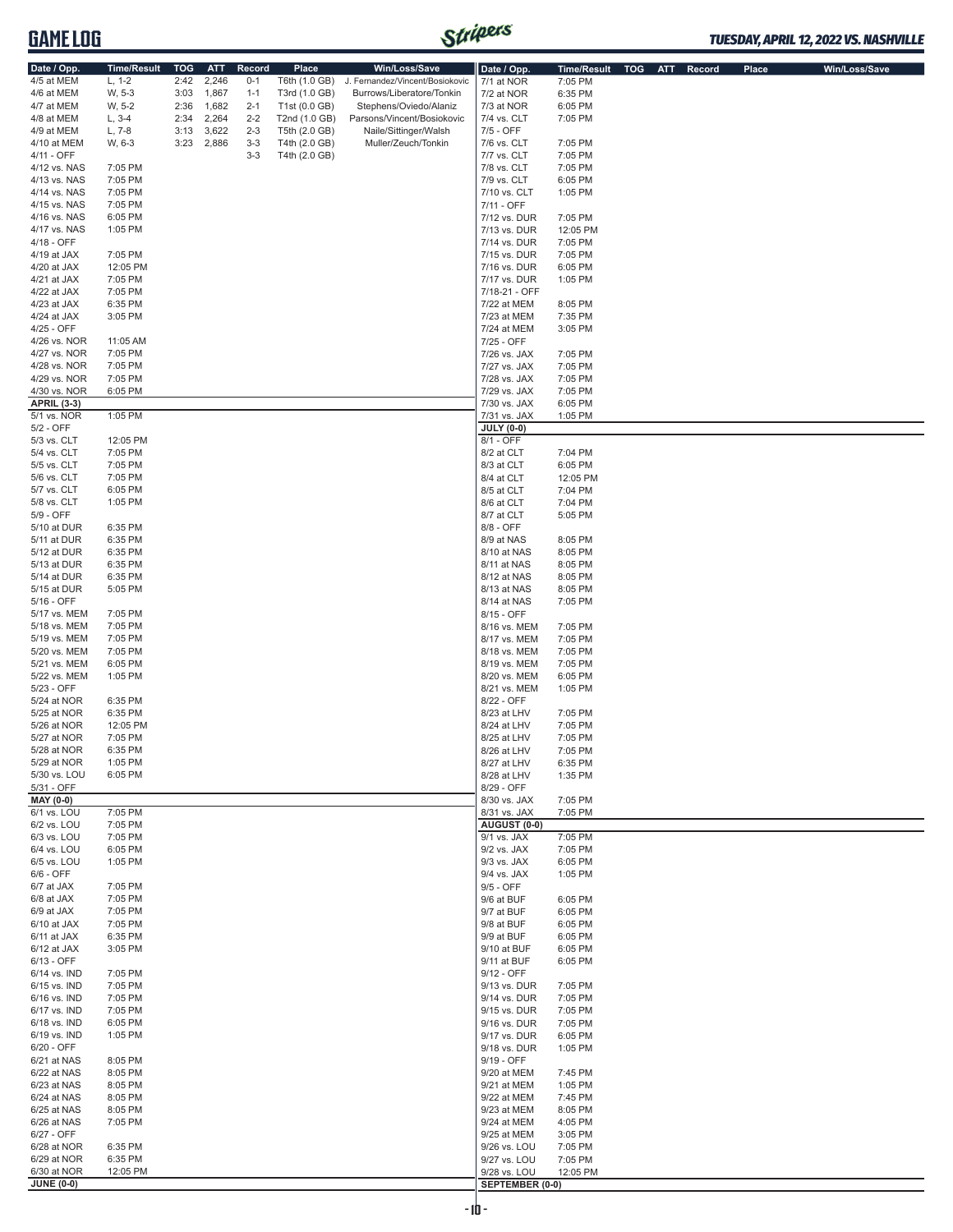# GAME LOG

*TUESDAY, APRIL 12, 2022 VS. NASHVILLE*

| Date / Opp. | Time/Result | TOG | ATT | Record | Place | Win/Loss/Save |
|---|---|---|---|---|---|---|
| 4/5 at MEM | L, 1-2 | 2:42 | 2,246 | 0-1 | T6th (1.0 GB) | J. Fernandez/Vincent/Bosiokovic |
| 4/6 at MEM | W, 5-3 | 3:03 | 1,867 | 1-1 | T3rd (1.0 GB) | Burrows/Liberatore/Tonkin |
| 4/7 at MEM | W, 5-2 | 2:36 | 1,682 | 2-1 | T1st (0.0 GB) | Stephens/Oviedo/Alaniz |
| 4/8 at MEM | L, 3-4 | 2:34 | 2,264 | 2-2 | T2nd (1.0 GB) | Parsons/Vincent/Bosiokovic |
| 4/9 at MEM | L, 7-8 | 3:13 | 3,622 | 2-3 | T5th (2.0 GB) | Naile/Sittinger/Walsh |
| 4/10 at MEM | W, 6-3 | 3:23 | 2,886 | 3-3 | T4th (2.0 GB) | Muller/Zeuch/Tonkin |
| 4/11 - OFF | | | | 3-3 | T4th (2.0 GB) | |
| 4/12 vs. NAS | 7:05 PM | | | | | |
| 4/13 vs. NAS | 7:05 PM | | | | | |
| 4/14 vs. NAS | 7:05 PM | | | | | |
| 4/15 vs. NAS | 7:05 PM | | | | | |
| 4/16 vs. NAS | 6:05 PM | | | | | |
| 4/17 vs. NAS | 1:05 PM | | | | | |
| 4/18 - OFF | | | | | | |
| 4/19 at JAX | 7:05 PM | | | | | |
| 4/20 at JAX | 12:05 PM | | | | | |
| 4/21 at JAX | 7:05 PM | | | | | |
| 4/22 at JAX | 7:05 PM | | | | | |
| 4/23 at JAX | 6:35 PM | | | | | |
| 4/24 at JAX | 3:05 PM | | | | | |
| 4/25 - OFF | | | | | | |
| 4/26 vs. NOR | 11:05 AM | | | | | |
| 4/27 vs. NOR | 7:05 PM | | | | | |
| 4/28 vs. NOR | 7:05 PM | | | | | |
| 4/29 vs. NOR | 7:05 PM | | | | | |
| 4/30 vs. NOR | 6:05 PM | | | | | |
| **APRIL (3-3)** | | | | | | |
| 5/1 vs. NOR | 1:05 PM | | | | | |
| 5/2 - OFF | | | | | | |
| 5/3 vs. CLT | 12:05 PM | | | | | |
| 5/4 vs. CLT | 7:05 PM | | | | | |
| 5/5 vs. CLT | 7:05 PM | | | | | |
| 5/6 vs. CLT | 7:05 PM | | | | | |
| 5/7 vs. CLT | 6:05 PM | | | | | |
| 5/8 vs. CLT | 1:05 PM | | | | | |
| 5/9 - OFF | | | | | | |
| 5/10 at DUR | 6:35 PM | | | | | |
| 5/11 at DUR | 6:35 PM | | | | | |
| 5/12 at DUR | 6:35 PM | | | | | |
| 5/13 at DUR | 6:35 PM | | | | | |
| 5/14 at DUR | 6:35 PM | | | | | |
| 5/15 at DUR | 5:05 PM | | | | | |
| 5/16 - OFF | | | | | | |
| 5/17 vs. MEM | 7:05 PM | | | | | |
| 5/18 vs. MEM | 7:05 PM | | | | | |
| 5/19 vs. MEM | 7:05 PM | | | | | |
| 5/20 vs. MEM | 7:05 PM | | | | | |
| 5/21 vs. MEM | 6:05 PM | | | | | |
| 5/22 vs. MEM | 1:05 PM | | | | | |
| 5/23 - OFF | | | | | | |
| 5/24 at NOR | 6:35 PM | | | | | |
| 5/25 at NOR | 6:35 PM | | | | | |
| 5/26 at NOR | 12:05 PM | | | | | |
| 5/27 at NOR | 7:05 PM | | | | | |
| 5/28 at NOR | 6:35 PM | | | | | |
| 5/29 at NOR | 1:05 PM | | | | | |
| 5/30 vs. LOU | 6:05 PM | | | | | |
| 5/31 - OFF | | | | | | |
| **MAY (0-0)** | | | | | | |
| 6/1 vs. LOU | 7:05 PM | | | | | |
| 6/2 vs. LOU | 7:05 PM | | | | | |
| 6/3 vs. LOU | 7:05 PM | | | | | |
| 6/4 vs. LOU | 6:05 PM | | | | | |
| 6/5 vs. LOU | 1:05 PM | | | | | |
| 6/6 - OFF | | | | | | |
| 6/7 at JAX | 7:05 PM | | | | | |
| 6/8 at JAX | 7:05 PM | | | | | |
| 6/9 at JAX | 7:05 PM | | | | | |
| 6/10 at JAX | 7:05 PM | | | | | |
| 6/11 at JAX | 6:35 PM | | | | | |
| 6/12 at JAX | 3:05 PM | | | | | |
| 6/13 - OFF | | | | | | |
| 6/14 vs. IND | 7:05 PM | | | | | |
| 6/15 vs. IND | 7:05 PM | | | | | |
| 6/16 vs. IND | 7:05 PM | | | | | |
| 6/17 vs. IND | 7:05 PM | | | | | |
| 6/18 vs. IND | 6:05 PM | | | | | |
| 6/19 vs. IND | 1:05 PM | | | | | |
| 6/20 - OFF | | | | | | |
| 6/21 at NAS | 8:05 PM | | | | | |
| 6/22 at NAS | 8:05 PM | | | | | |
| 6/23 at NAS | 8:05 PM | | | | | |
| 6/24 at NAS | 8:05 PM | | | | | |
| 6/25 at NAS | 8:05 PM | | | | | |
| 6/26 at NAS | 7:05 PM | | | | | |
| 6/27 - OFF | | | | | | |
| 6/28 at NOR | 6:35 PM | | | | | |
| 6/29 at NOR | 6:35 PM | | | | | |
| 6/30 at NOR | 12:05 PM | | | | | |
| **JUNE (0-0)** | | | | | | |

| Date / Opp. | Time/Result | TOG | ATT | Record | Place | Win/Loss/Save |
|---|---|---|---|---|---|---|
| 7/1 at NOR | 7:05 PM | | | | | |
| 7/2 at NOR | 6:35 PM | | | | | |
| 7/3 at NOR | 6:05 PM | | | | | |
| 7/4 vs. CLT | 7:05 PM | | | | | |
| 7/5 - OFF | | | | | | |
| 7/6 vs. CLT | 7:05 PM | | | | | |
| 7/7 vs. CLT | 7:05 PM | | | | | |
| 7/8 vs. CLT | 7:05 PM | | | | | |
| 7/9 vs. CLT | 6:05 PM | | | | | |
| 7/10 vs. CLT | 1:05 PM | | | | | |
| 7/11 - OFF | | | | | | |
| 7/12 vs. DUR | 7:05 PM | | | | | |
| 7/13 vs. DUR | 12:05 PM | | | | | |
| 7/14 vs. DUR | 7:05 PM | | | | | |
| 7/15 vs. DUR | 7:05 PM | | | | | |
| 7/16 vs. DUR | 6:05 PM | | | | | |
| 7/17 vs. DUR | 1:05 PM | | | | | |
| 7/18-21 - OFF | | | | | | |
| 7/22 at MEM | 8:05 PM | | | | | |
| 7/23 at MEM | 7:35 PM | | | | | |
| 7/24 at MEM | 3:05 PM | | | | | |
| 7/25 - OFF | | | | | | |
| 7/26 vs. JAX | 7:05 PM | | | | | |
| 7/27 vs. JAX | 7:05 PM | | | | | |
| 7/28 vs. JAX | 7:05 PM | | | | | |
| 7/29 vs. JAX | 7:05 PM | | | | | |
| 7/30 vs. JAX | 6:05 PM | | | | | |
| 7/31 vs. JAX | 1:05 PM | | | | | |
| **JULY (0-0)** | | | | | | |
| 8/1 - OFF | | | | | | |
| 8/2 at CLT | 7:04 PM | | | | | |
| 8/3 at CLT | 6:05 PM | | | | | |
| 8/4 at CLT | 12:05 PM | | | | | |
| 8/5 at CLT | 7:04 PM | | | | | |
| 8/6 at CLT | 7:04 PM | | | | | |
| 8/7 at CLT | 5:05 PM | | | | | |
| 8/8 - OFF | | | | | | |
| 8/9 at NAS | 8:05 PM | | | | | |
| 8/10 at NAS | 8:05 PM | | | | | |
| 8/11 at NAS | 8:05 PM | | | | | |
| 8/12 at NAS | 8:05 PM | | | | | |
| 8/13 at NAS | 8:05 PM | | | | | |
| 8/14 at NAS | 7:05 PM | | | | | |
| 8/15 - OFF | | | | | | |
| 8/16 vs. MEM | 7:05 PM | | | | | |
| 8/17 vs. MEM | 7:05 PM | | | | | |
| 8/18 vs. MEM | 7:05 PM | | | | | |
| 8/19 vs. MEM | 7:05 PM | | | | | |
| 8/20 vs. MEM | 6:05 PM | | | | | |
| 8/21 vs. MEM | 1:05 PM | | | | | |
| 8/22 - OFF | | | | | | |
| 8/23 at LHV | 7:05 PM | | | | | |
| 8/24 at LHV | 7:05 PM | | | | | |
| 8/25 at LHV | 7:05 PM | | | | | |
| 8/26 at LHV | 7:05 PM | | | | | |
| 8/27 at LHV | 6:35 PM | | | | | |
| 8/28 at LHV | 1:35 PM | | | | | |
| 8/29 - OFF | | | | | | |
| 8/30 vs. JAX | 7:05 PM | | | | | |
| 8/31 vs. JAX | 7:05 PM | | | | | |
| **AUGUST (0-0)** | | | | | | |
| 9/1 vs. JAX | 7:05 PM | | | | | |
| 9/2 vs. JAX | 7:05 PM | | | | | |
| 9/3 vs. JAX | 6:05 PM | | | | | |
| 9/4 vs. JAX | 1:05 PM | | | | | |
| 9/5 - OFF | | | | | | |
| 9/6 at BUF | 6:05 PM | | | | | |
| 9/7 at BUF | 6:05 PM | | | | | |
| 9/8 at BUF | 6:05 PM | | | | | |
| 9/9 at BUF | 6:05 PM | | | | | |
| 9/10 at BUF | 6:05 PM | | | | | |
| 9/11 at BUF | 6:05 PM | | | | | |
| 9/12 - OFF | | | | | | |
| 9/13 vs. DUR | 7:05 PM | | | | | |
| 9/14 vs. DUR | 7:05 PM | | | | | |
| 9/15 vs. DUR | 7:05 PM | | | | | |
| 9/16 vs. DUR | 7:05 PM | | | | | |
| 9/17 vs. DUR | 6:05 PM | | | | | |
| 9/18 vs. DUR | 1:05 PM | | | | | |
| 9/19 - OFF | | | | | | |
| 9/20 at MEM | 7:45 PM | | | | | |
| 9/21 at MEM | 1:05 PM | | | | | |
| 9/22 at MEM | 7:45 PM | | | | | |
| 9/23 at MEM | 8:05 PM | | | | | |
| 9/24 at MEM | 4:05 PM | | | | | |
| 9/25 at MEM | 3:05 PM | | | | | |
| 9/26 vs. LOU | 7:05 PM | | | | | |
| 9/27 vs. LOU | 7:05 PM | | | | | |
| 9/28 vs. LOU | 12:05 PM | | | | | |
| **SEPTEMBER (0-0)** | | | | | | |